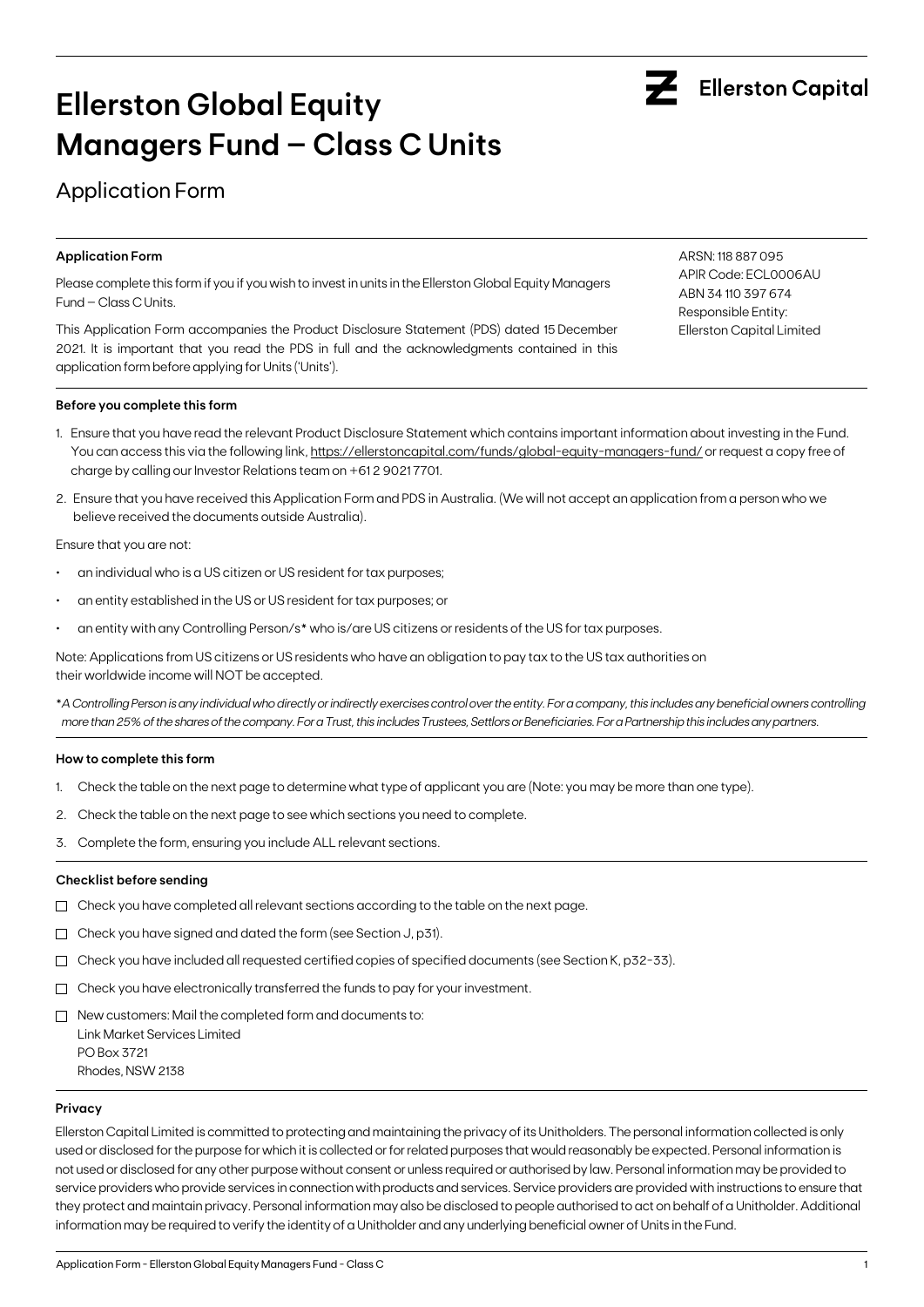# Ellerston Global Equity Managers Fund – Class C Units

Ellerston Capital

## Application Form

### Application Form

Please complete this form if you if you wish to invest in units in the Ellerston Global Equity Managers Fund – Class C Units.

This Application Form accompanies the Product Disclosure Statement (PDS) dated 15 December 2021. It is important that you read the PDS in full and the acknowledgments contained in this application form before applying for Units ('Units').

ARSN: 118 887 095
APIR Code: ECL0006AU
ABN 34 110 397 674
Responsible Entity:
Ellerston Capital Limited

### Before you complete this form

1. Ensure that you have read the relevant Product Disclosure Statement which contains important information about investing in the Fund. You can access this via the following link, https://ellerstoncapital.com/funds/global-equity-managers-fund/ or request a copy free of charge by calling our Investor Relations team on +61 2 9021 7701.
2. Ensure that you have received this Application Form and PDS in Australia. (We will not accept an application from a person who we believe received the documents outside Australia).

Ensure that you are not:

- an individual who is a US citizen or US resident for tax purposes;
- an entity established in the US or US resident for tax purposes; or
- an entity with any Controlling Person/s* who is/are US citizens or residents of the US for tax purposes.

Note: Applications from US citizens or US residents who have an obligation to pay tax to the US tax authorities on their worldwide income will NOT be accepted.

*\*A Controlling Person is any individual who directly or indirectly exercises control over the entity. For a company, this includes any beneficial owners controlling more than 25% of the shares of the company. For a Trust, this includes Trustees, Settlors or Beneficiaries. For a Partnership this includes any partners.*

### How to complete this form

1. Check the table on the next page to determine what type of applicant you are (Note: you may be more than one type).
2. Check the table on the next page to see which sections you need to complete.
3. Complete the form, ensuring you include ALL relevant sections.

### Checklist before sending

- ☐ Check you have completed all relevant sections according to the table on the next page.
- ☐ Check you have signed and dated the form (see Section J, p31).
- ☐ Check you have included all requested certified copies of specified documents (see Section K, p32-33).
- ☐ Check you have electronically transferred the funds to pay for your investment.
- ☐ New customers: Mail the completed form and documents to:
  Link Market Services Limited
  PO Box 3721
  Rhodes, NSW 2138

### Privacy

Ellerston Capital Limited is committed to protecting and maintaining the privacy of its Unitholders. The personal information collected is only used or disclosed for the purpose for which it is collected or for related purposes that would reasonably be expected. Personal information is not used or disclosed for any other purpose without consent or unless required or authorised by law. Personal information may be provided to service providers who provide services in connection with products and services. Service providers are provided with instructions to ensure that they protect and maintain privacy. Personal information may also be disclosed to people authorised to act on behalf of a Unitholder. Additional information may be required to verify the identity of a Unitholder and any underlying beneficial owner of Units in the Fund.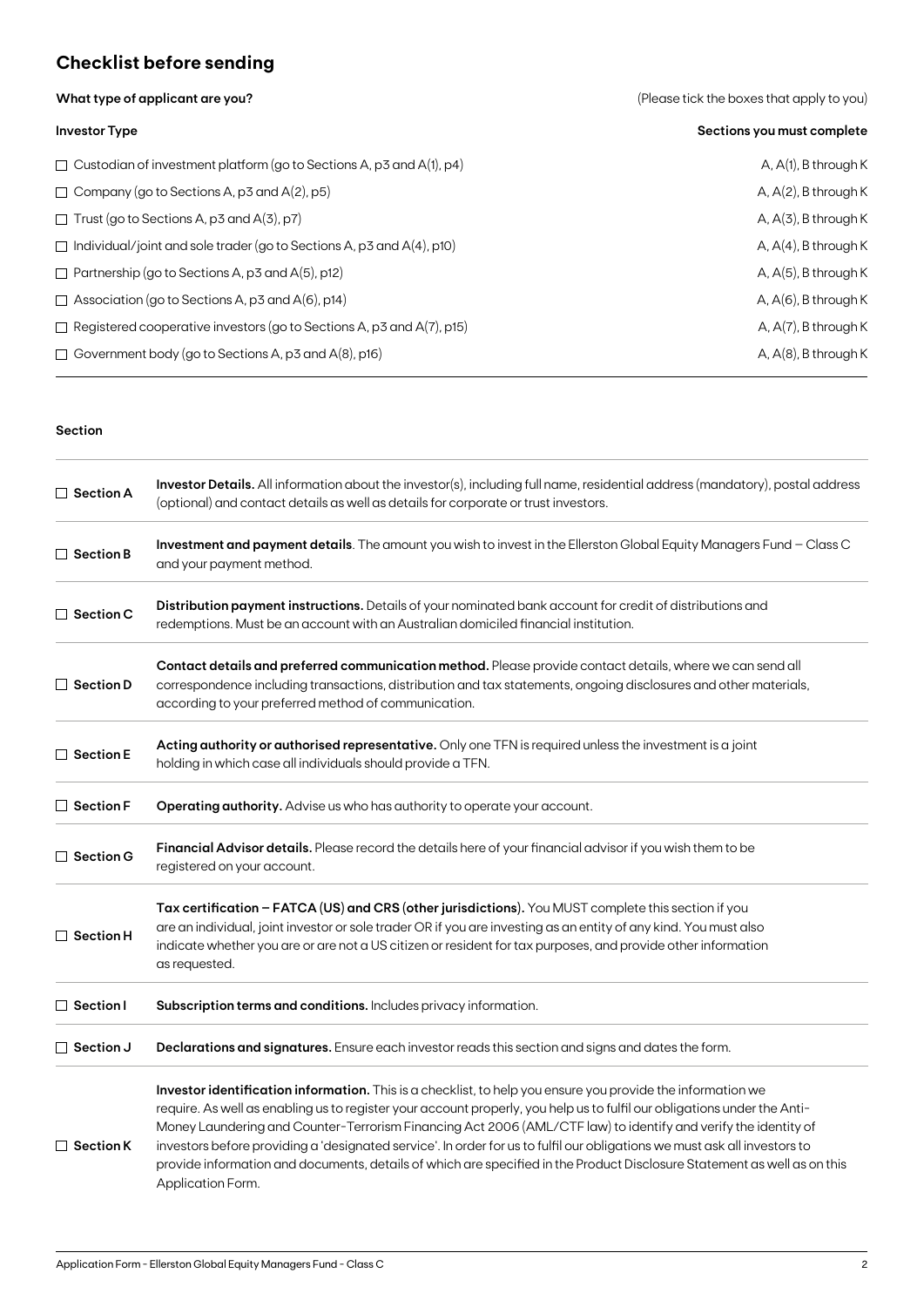## Checklist before sending

| What type of applicant are you? | (Please tick the boxes that apply to you) |
|---|---|
| **Investor Type** | **Sections you must complete** |
| ☐ Custodian of investment platform (go to Sections A, p3 and A(1), p4) | A, A(1), B through K |
| ☐ Company (go to Sections A, p3 and A(2), p5) | A, A(2), B through K |
| ☐ Trust (go to Sections A, p3 and A(3), p7) | A, A(3), B through K |
| ☐ Individual/joint and sole trader (go to Sections A, p3 and A(4), p10) | A, A(4), B through K |
| ☐ Partnership (go to Sections A, p3 and A(5), p12) | A, A(5), B through K |
| ☐ Association (go to Sections A, p3 and A(6), p14) | A, A(6), B through K |
| ☐ Registered cooperative investors (go to Sections A, p3 and A(7), p15) | A, A(7), B through K |
| ☐ Government body (go to Sections A, p3 and A(8), p16) | A, A(8), B through K |

**Section**

| Section | Description |
|---|---|
| ☐ **Section A** | **Investor Details.** All information about the investor(s), including full name, residential address (mandatory), postal address (optional) and contact details as well as details for corporate or trust investors. |
| ☐ **Section B** | **Investment and payment details**. The amount you wish to invest in the Ellerston Global Equity Managers Fund – Class C and your payment method. |
| ☐ **Section C** | **Distribution payment instructions.** Details of your nominated bank account for credit of distributions and redemptions. Must be an account with an Australian domiciled financial institution. |
| ☐ **Section D** | **Contact details and preferred communication method.** Please provide contact details, where we can send all correspondence including transactions, distribution and tax statements, ongoing disclosures and other materials, according to your preferred method of communication. |
| ☐ **Section E** | **Acting authority or authorised representative.** Only one TFN is required unless the investment is a joint holding in which case all individuals should provide a TFN. |
| ☐ **Section F** | **Operating authority.** Advise us who has authority to operate your account. |
| ☐ **Section G** | **Financial Advisor details.** Please record the details here of your financial advisor if you wish them to be registered on your account. |
| ☐ **Section H** | **Tax certification – FATCA (US) and CRS (other jurisdictions).** You MUST complete this section if you are an individual, joint investor or sole trader OR if you are investing as an entity of any kind. You must also indicate whether you are or are not a US citizen or resident for tax purposes, and provide other information as requested. |
| ☐ **Section I** | **Subscription terms and conditions.** Includes privacy information. |
| ☐ **Section J** | **Declarations and signatures.** Ensure each investor reads this section and signs and dates the form. |
| ☐ **Section K** | **Investor identification information.** This is a checklist, to help you ensure you provide the information we require. As well as enabling us to register your account properly, you help us to fulfil our obligations under the Anti-Money Laundering and Counter-Terrorism Financing Act 2006 (AML/CTF law) to identify and verify the identity of investors before providing a 'designated service'. In order for us to fulfil our obligations we must ask all investors to provide information and documents, details of which are specified in the Product Disclosure Statement as well as on this Application Form. |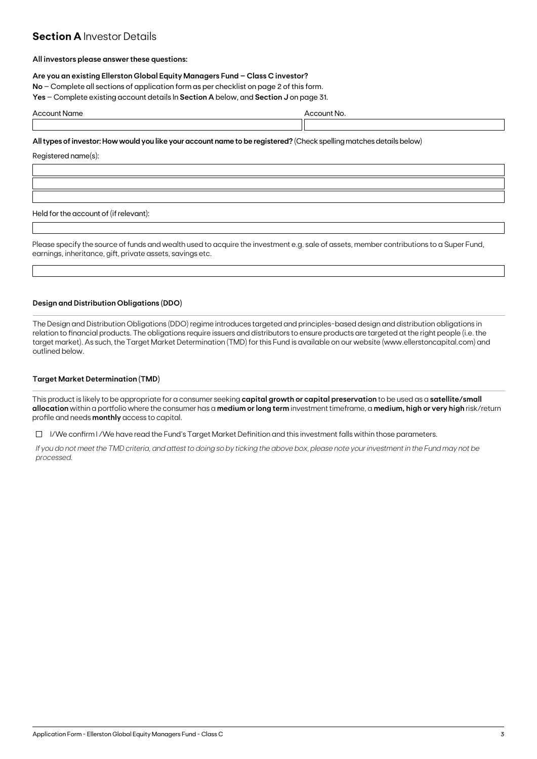## **Section A** Investor Details

**All investors please answer these questions:**

**Are you an existing Ellerston Global Equity Managers Fund – Class C investor?**

**No** – Complete all sections of application form as per checklist on page 2 of this form.

**Yes** – Complete existing account details In **Section A** below, and **Section J** on page 31.

| Account Name | Account No. |
| --- | --- |
| | |

**All types of investor: How would you like your account name to be registered?** (Check spelling matches details below)

Registered name(s):

|  |
| --- |
|  |
|  |
|  |

Held for the account of (if relevant):

|  |
| --- |
|  |

Please specify the source of funds and wealth used to acquire the investment e.g. sale of assets, member contributions to a Super Fund, earnings, inheritance, gift, private assets, savings etc.

|  |
| --- |
|  |

### Design and Distribution Obligations (DDO)

The Design and Distribution Obligations (DDO) regime introduces targeted and principles-based design and distribution obligations in relation to financial products. The obligations require issuers and distributors to ensure products are targeted at the right people (i.e. the target market). As such, the Target Market Determination (TMD) for this Fund is available on our website (www.ellerstoncapital.com) and outlined below.

### Target Market Determination (TMD)

This product is likely to be appropriate for a consumer seeking **capital growth or capital preservation** to be used as a **satellite/small allocation** within a portfolio where the consumer has a **medium or long term** investment timeframe, a **medium, high or very high** risk/return profile and needs **monthly** access to capital.

☐ I/We confirm I /We have read the Fund's Target Market Definition and this investment falls within those parameters.

*If you do not meet the TMD criteria, and attest to doing so by ticking the above box, please note your investment in the Fund may not be processed.*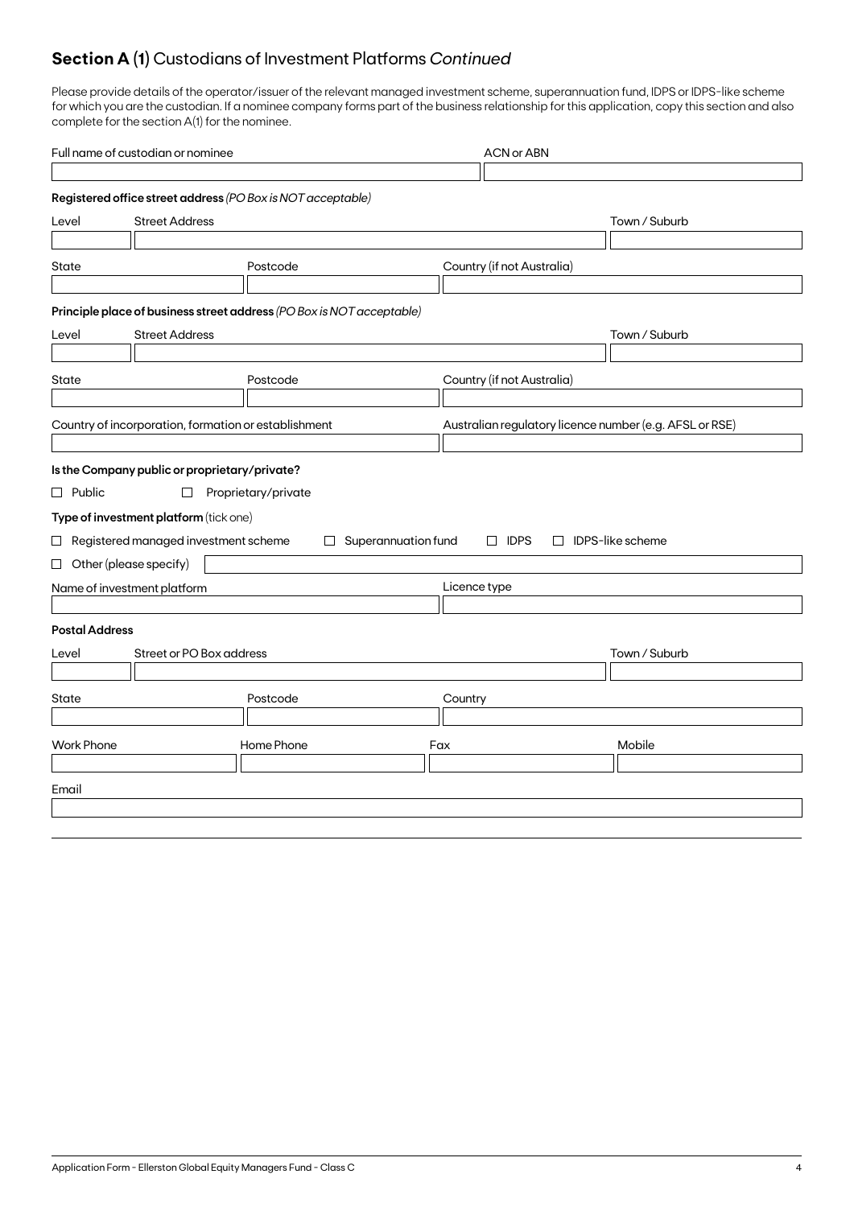## **Section A (1)** Custodians of Investment Platforms *Continued*

Please provide details of the operator/issuer of the relevant managed investment scheme, superannuation fund, IDPS or IDPS-like scheme for which you are the custodian. If a nominee company forms part of the business relationship for this application, copy this section and also complete for the section A(1) for the nominee.

Full name of custodian or nominee

ACN or ABN

**Registered office street address** *(PO Box is NOT acceptable)*

Level

Street Address

Town / Suburb

State

Postcode

Country (if not Australia)

**Principle place of business street address** *(PO Box is NOT acceptable)*

Level

Street Address

Town / Suburb

State

Postcode

Country (if not Australia)

Country of incorporation, formation or establishment

Australian regulatory licence number (e.g. AFSL or RSE)

**Is the Company public or proprietary/private?**

☐ Public ☐ Proprietary/private

**Type of investment platform** (tick one)

☐ Registered managed investment scheme ☐ Superannuation fund ☐ IDPS ☐ IDPS-like scheme

☐ Other (please specify)

Name of investment platform

Licence type

**Postal Address**

Level

Street or PO Box address

Town / Suburb

State

Postcode

Country

Work Phone

Home Phone

Fax

Mobile

Email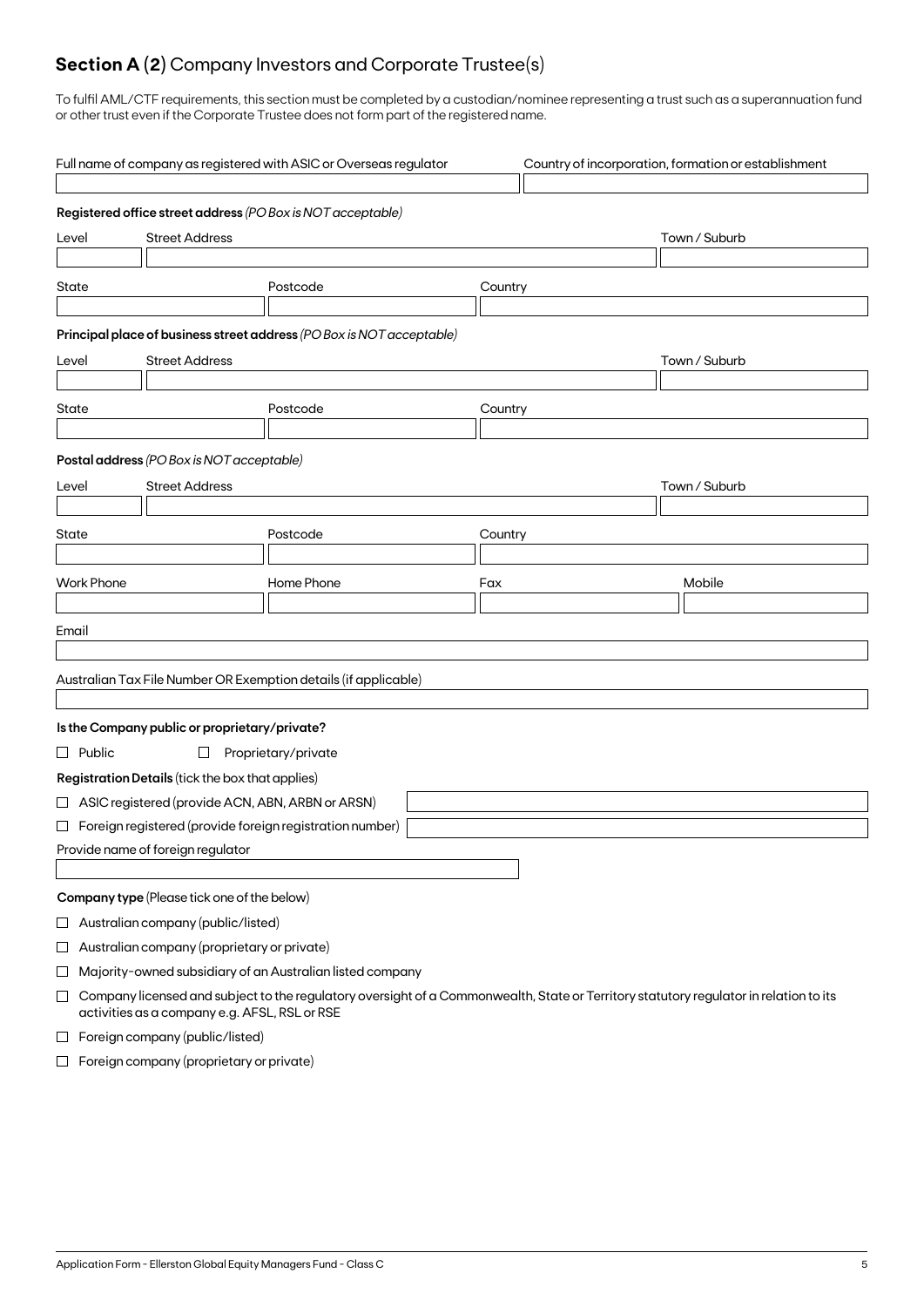## **Section A (2)** Company Investors and Corporate Trustee(s)

To fulfil AML/CTF requirements, this section must be completed by a custodian/nominee representing a trust such as a superannuation fund or other trust even if the Corporate Trustee does not form part of the registered name.

| Full name of company as registered with ASIC or Overseas regulator | Country of incorporation, formation or establishment |
|---|---|
| | |

**Registered office street address** *(PO Box is NOT acceptable)*

| Level | Street Address | Town / Suburb |
|---|---|---|
| | | |

| State | Postcode | Country |
|---|---|---|
| | | |

**Principal place of business street address** *(PO Box is NOT acceptable)*

| Level | Street Address | Town / Suburb |
|---|---|---|
| | | |

| State | Postcode | Country |
|---|---|---|
| | | |

**Postal address** *(PO Box is NOT acceptable)*

| Level | Street Address | Town / Suburb |
|---|---|---|
| | | |

| State | Postcode | Country |
|---|---|---|
| | | |

| Work Phone | Home Phone | Fax | Mobile |
|---|---|---|---|
| | | | |

| Email |
|---|
| |

| Australian Tax File Number OR Exemption details (if applicable) |
|---|
| |

**Is the Company public or proprietary/private?**

☐ Public ☐ Proprietary/private

**Registration Details** (tick the box that applies)

☐ ASIC registered (provide ACN, ABN, ARBN or ARSN) \_\_\_\_\_\_\_\_\_\_\_\_\_\_\_\_

☐ Foreign registered (provide foreign registration number) \_\_\_\_\_\_\_\_\_\_\_\_\_\_\_\_

Provide name of foreign regulator

\_\_\_\_\_\_\_\_\_\_\_\_\_\_\_\_

**Company type** (Please tick one of the below)

☐ Australian company (public/listed)

☐ Australian company (proprietary or private)

☐ Majority-owned subsidiary of an Australian listed company

☐ Company licensed and subject to the regulatory oversight of a Commonwealth, State or Territory statutory regulator in relation to its activities as a company e.g. AFSL, RSL or RSE

☐ Foreign company (public/listed)

☐ Foreign company (proprietary or private)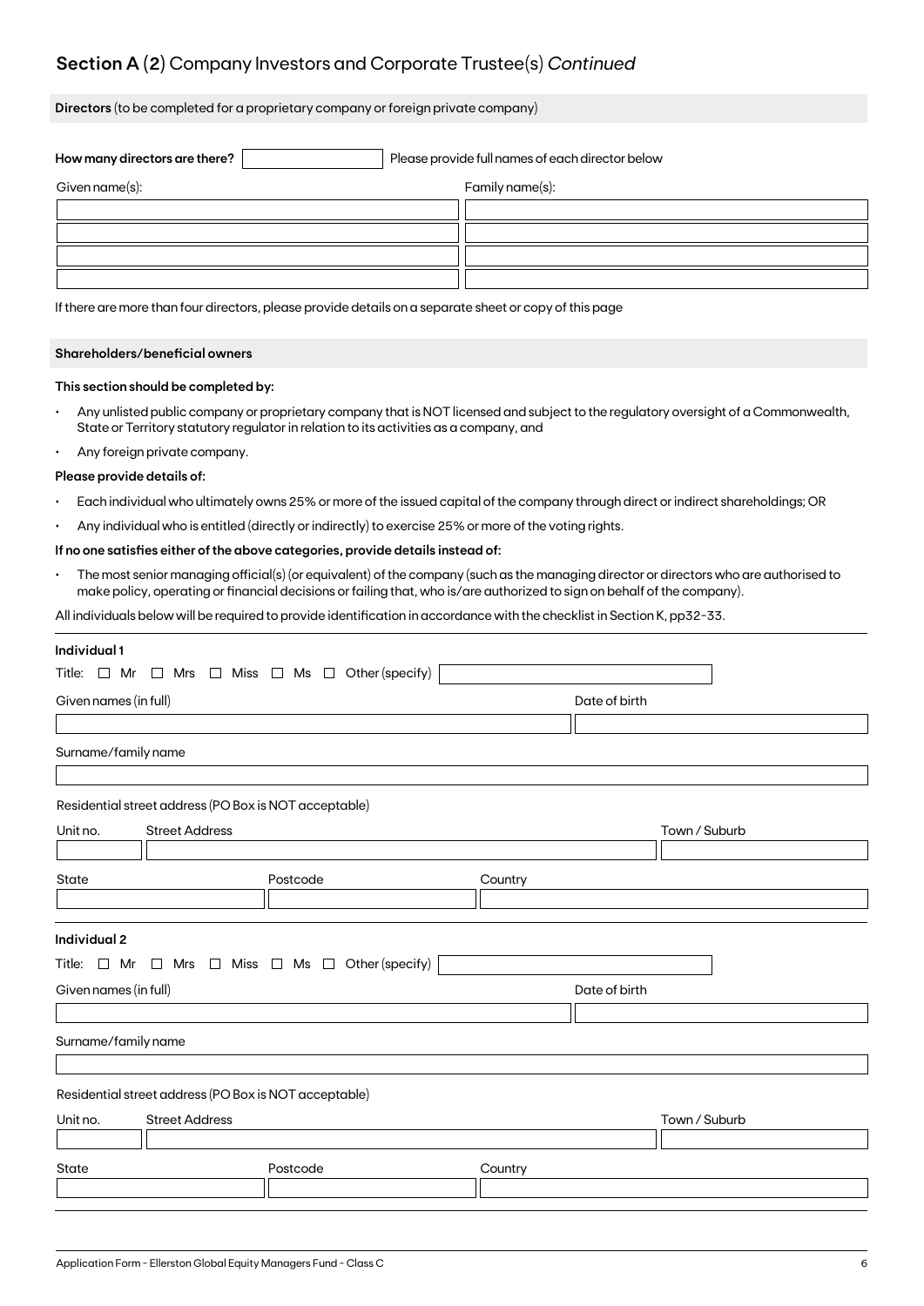## **Section A (2)** Company Investors and Corporate Trustee(s) *Continued*

**Directors** (to be completed for a proprietary company or foreign private company)

**How many directors are there?** ______ Please provide full names of each director below

| Given name(s): | Family name(s): |
|---|---|
| | |
| | |
| | |
| | |

If there are more than four directors, please provide details on a separate sheet or copy of this page

**Shareholders/beneficial owners**

**This section should be completed by:**

- Any unlisted public company or proprietary company that is NOT licensed and subject to the regulatory oversight of a Commonwealth, State or Territory statutory regulator in relation to its activities as a company, and
- Any foreign private company.

**Please provide details of:**

- Each individual who ultimately owns 25% or more of the issued capital of the company through direct or indirect shareholdings; OR
- Any individual who is entitled (directly or indirectly) to exercise 25% or more of the voting rights.

**If no one satisfies either of the above categories, provide details instead of:**

- The most senior managing official(s) (or equivalent) of the company (such as the managing director or directors who are authorised to make policy, operating or financial decisions or failing that, who is/are authorized to sign on behalf of the company).

All individuals below will be required to provide identification in accordance with the checklist in Section K, pp32-33.

**Individual 1**

Title: ☐ Mr ☐ Mrs ☐ Miss ☐ Ms ☐ Other (specify) ______

Given names (in full) ______ Date of birth ______

Surname/family name ______

Residential street address (PO Box is NOT acceptable)

Unit no. ______ Street Address ______ Town / Suburb ______

State ______ Postcode ______ Country ______

**Individual 2**

Title: ☐ Mr ☐ Mrs ☐ Miss ☐ Ms ☐ Other (specify) ______

Given names (in full) ______ Date of birth ______

Surname/family name ______

Residential street address (PO Box is NOT acceptable)

Unit no. ______ Street Address ______ Town / Suburb ______

State ______ Postcode ______ Country ______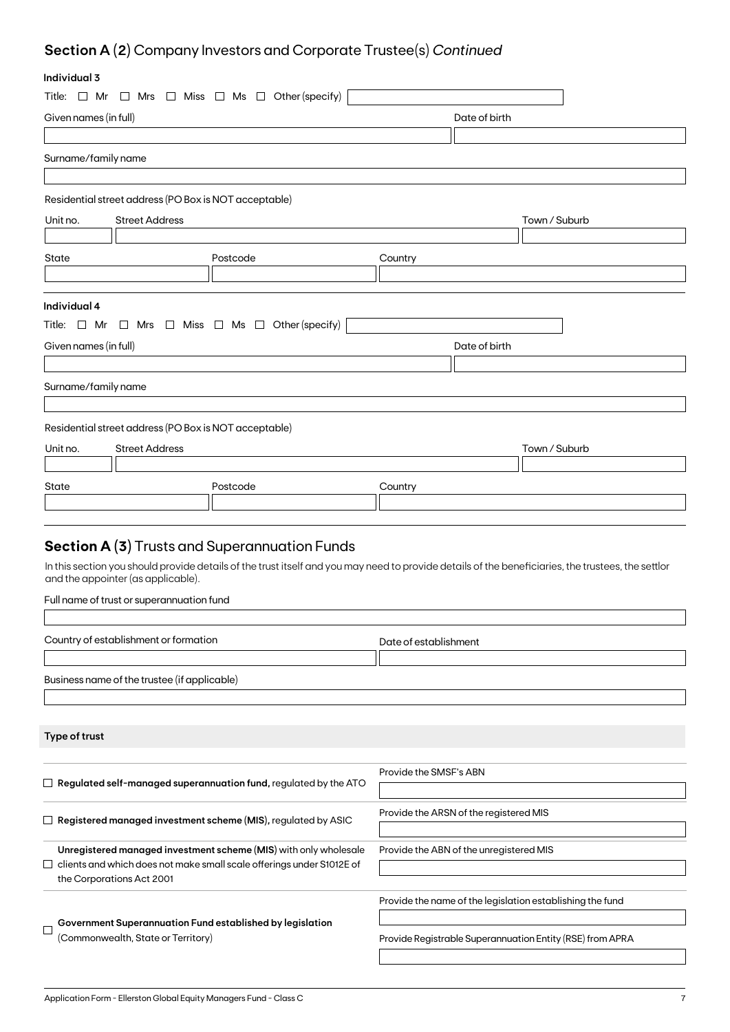## Section A (2) Company Investors and Corporate Trustee(s) *Continued*

**Individual 3**

Title: ☐ Mr ☐ Mrs ☐ Miss ☐ Ms ☐ Other (specify)

Given names (in full)

Date of birth

Surname/family name

Residential street address (PO Box is NOT acceptable)

Unit no. | Street Address | Town / Suburb

State | Postcode | Country

**Individual 4**

Title: ☐ Mr ☐ Mrs ☐ Miss ☐ Ms ☐ Other (specify)

Given names (in full)

Date of birth

Surname/family name

Residential street address (PO Box is NOT acceptable)

Unit no. | Street Address | Town / Suburb

State | Postcode | Country

## Section A (3) Trusts and Superannuation Funds

In this section you should provide details of the trust itself and you may need to provide details of the beneficiaries, the trustees, the settlor and the appointer (as applicable).

Full name of trust or superannuation fund

Country of establishment or formation

Date of establishment

Business name of the trustee (if applicable)

**Type of trust**

| | |
|---|---|
| ☐ **Regulated self-managed superannuation fund,** regulated by the ATO | Provide the SMSF's ABN |
| ☐ **Registered managed investment scheme (MIS),** regulated by ASIC | Provide the ARSN of the registered MIS |
| ☐ **Unregistered managed investment scheme (MIS)** with only wholesale clients and which does not make small scale offerings under S1012E of the Corporations Act 2001 | Provide the ABN of the unregistered MIS |
| ☐ **Government Superannuation Fund established by legislation** (Commonwealth, State or Territory) | Provide the name of the legislation establishing the fund<br>Provide Registrable Superannuation Entity (RSE) from APRA |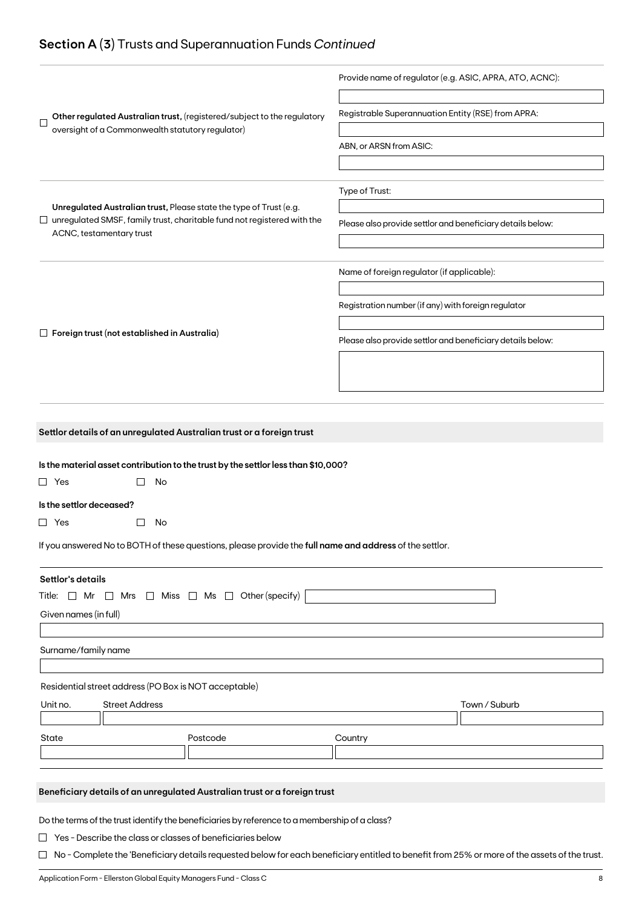## Section A (3) Trusts and Superannuation Funds *Continued*

☐ **Other regulated Australian trust,** (registered/subject to the regulatory oversight of a Commonwealth statutory regulator)

Provide name of regulator (e.g. ASIC, APRA, ATO, ACNC):

Registrable Superannuation Entity (RSE) from APRA:

ABN, or ARSN from ASIC:

☐ **Unregulated Australian trust,** Please state the type of Trust (e.g. unregulated SMSF, family trust, charitable fund not registered with the ACNC, testamentary trust

Type of Trust:

Please also provide settlor and beneficiary details below:

☐ **Foreign trust (not established in Australia)**

Name of foreign regulator (if applicable):

Registration number (if any) with foreign regulator

Please also provide settlor and beneficiary details below:

### Settlor details of an unregulated Australian trust or a foreign trust

**Is the material asset contribution to the trust by the settlor less than $10,000?**

☐ Yes ☐ No

**Is the settlor deceased?**

☐ Yes ☐ No

If you answered No to BOTH of these questions, please provide the **full name and address** of the settlor.

**Settlor's details**

Title: ☐ Mr ☐ Mrs ☐ Miss ☐ Ms ☐ Other (specify)

Given names (in full)

Surname/family name

Residential street address (PO Box is NOT acceptable)

| Unit no. | Street Address | Town / Suburb |
|---|---|---|
| | | |

| State | Postcode | Country |
|---|---|---|
| | | |

### Beneficiary details of an unregulated Australian trust or a foreign trust

Do the terms of the trust identify the beneficiaries by reference to a membership of a class?

☐ Yes - Describe the class or classes of beneficiaries below

☐ No - Complete the 'Beneficiary details requested below for each beneficiary entitled to benefit from 25% or more of the assets of the trust.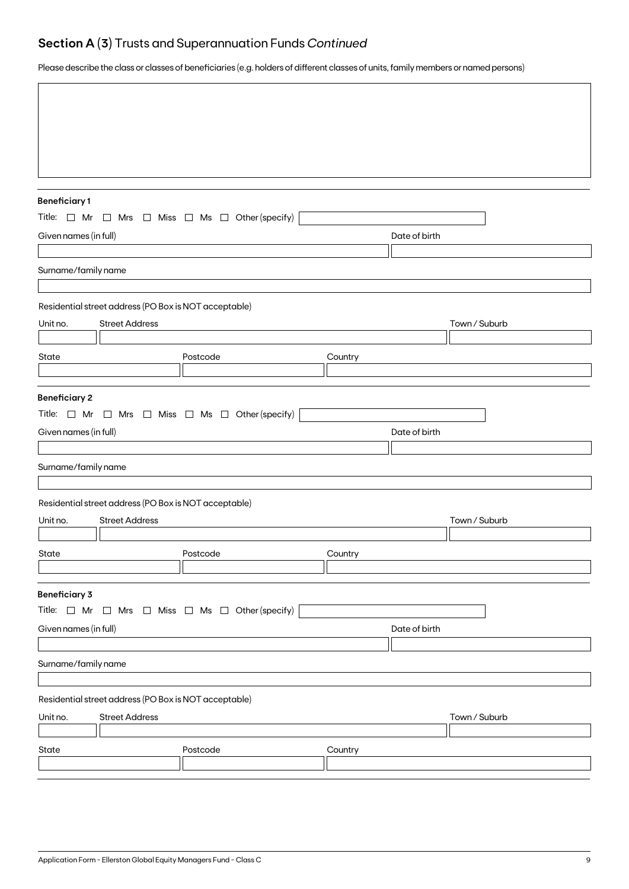## Section A (3) Trusts and Superannuation Funds *Continued*

Please describe the class or classes of beneficiaries (e.g. holders of different classes of units, family members or named persons)

| |
|---|
| |

**Beneficiary 1**

Title: ☐ Mr ☐ Mrs ☐ Miss ☐ Ms ☐ Other (specify) \_\_\_\_\_\_\_\_\_\_

| Given names (in full) | Date of birth |
|---|---|
| | |

| Surname/family name |
|---|
| |

Residential street address (PO Box is NOT acceptable)

| Unit no. | Street Address | Town / Suburb |
|---|---|---|
| | | |

| State | Postcode | Country |
|---|---|---|
| | | |

**Beneficiary 2**

Title: ☐ Mr ☐ Mrs ☐ Miss ☐ Ms ☐ Other (specify) \_\_\_\_\_\_\_\_\_\_

| Given names (in full) | Date of birth |
|---|---|
| | |

| Surname/family name |
|---|
| |

Residential street address (PO Box is NOT acceptable)

| Unit no. | Street Address | Town / Suburb |
|---|---|---|
| | | |

| State | Postcode | Country |
|---|---|---|
| | | |

**Beneficiary 3**

Title: ☐ Mr ☐ Mrs ☐ Miss ☐ Ms ☐ Other (specify) \_\_\_\_\_\_\_\_\_\_

| Given names (in full) | Date of birth |
|---|---|
| | |

| Surname/family name |
|---|
| |

Residential street address (PO Box is NOT acceptable)

| Unit no. | Street Address | Town / Suburb |
|---|---|---|
| | | |

| State | Postcode | Country |
|---|---|---|
| | | |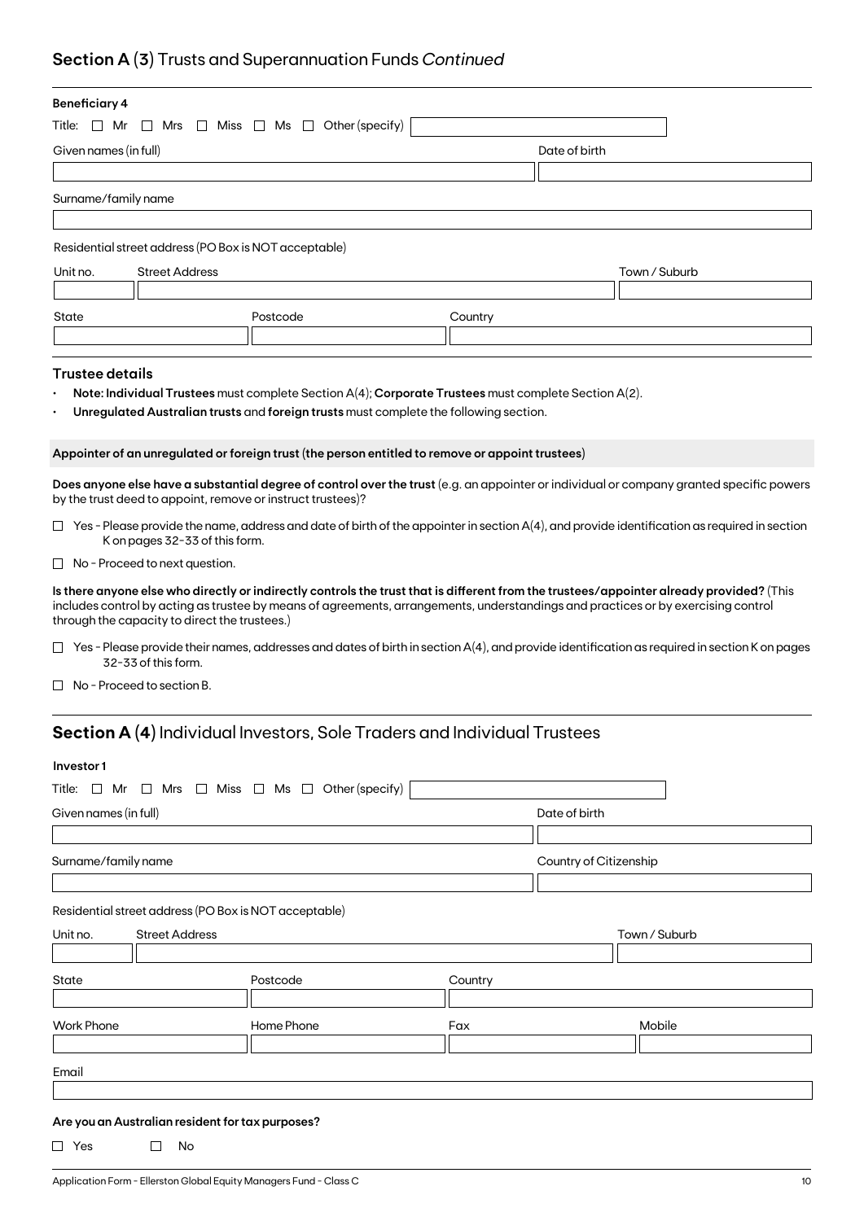## Section A (3) Trusts and Superannuation Funds *Continued*

**Beneficiary 4**

Title: ☐ Mr ☐ Mrs ☐ Miss ☐ Ms ☐ Other (specify)

Given names (in full)

Date of birth

Surname/family name

Residential street address (PO Box is NOT acceptable)

Unit no.

Street Address

Town / Suburb

State

Postcode

Country

### Trustee details

- **Note: Individual Trustees** must complete Section A(4); **Corporate Trustees** must complete Section A(2).
- **Unregulated Australian trusts** and **foreign trusts** must complete the following section.

**Appointer of an unregulated or foreign trust (the person entitled to remove or appoint trustees)**

**Does anyone else have a substantial degree of control over the trust** (e.g. an appointer or individual or company granted specific powers by the trust deed to appoint, remove or instruct trustees)?

☐ Yes - Please provide the name, address and date of birth of the appointer in section A(4), and provide identification as required in section K on pages 32-33 of this form.

☐ No - Proceed to next question.

**Is there anyone else who directly or indirectly controls the trust that is different from the trustees/appointer already provided?** (This includes control by acting as trustee by means of agreements, arrangements, understandings and practices or by exercising control through the capacity to direct the trustees.)

☐ Yes - Please provide their names, addresses and dates of birth in section A(4), and provide identification as required in section K on pages 32-33 of this form.

☐ No - Proceed to section B.

## Section A (4) Individual Investors, Sole Traders and Individual Trustees

**Investor 1**

Title: ☐ Mr ☐ Mrs ☐ Miss ☐ Ms ☐ Other (specify)

Given names (in full)

Date of birth

Surname/family name

Country of Citizenship

Residential street address (PO Box is NOT acceptable)

Unit no.

Street Address

Town / Suburb

State

Postcode

Country

Work Phone

Home Phone

Fax

Mobile

Email

**Are you an Australian resident for tax purposes?**

☐ Yes ☐ No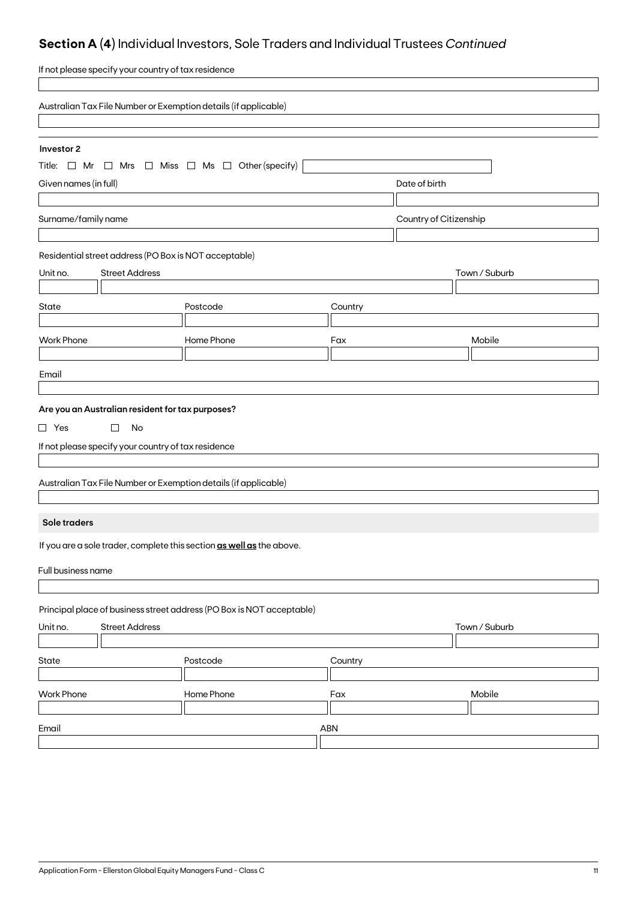## **Section A (4)** Individual Investors, Sole Traders and Individual Trustees *Continued*

If not please specify your country of tax residence

Australian Tax File Number or Exemption details (if applicable)

**Investor 2**

Title: ☐ Mr ☐ Mrs ☐ Miss ☐ Ms ☐ Other (specify)

Given names (in full)

Date of birth

Surname/family name

Country of Citizenship

Residential street address (PO Box is NOT acceptable)

Unit no. | Street Address | Town / Suburb

State | Postcode | Country

Work Phone | Home Phone | Fax | Mobile

Email

**Are you an Australian resident for tax purposes?**

☐ Yes ☐ No

If not please specify your country of tax residence

Australian Tax File Number or Exemption details (if applicable)

**Sole traders**

If you are a sole trader, complete this section **as well as** the above.

Full business name

Principal place of business street address (PO Box is NOT acceptable)

Unit no. | Street Address | Town / Suburb

State | Postcode | Country

Work Phone | Home Phone | Fax | Mobile

Email | ABN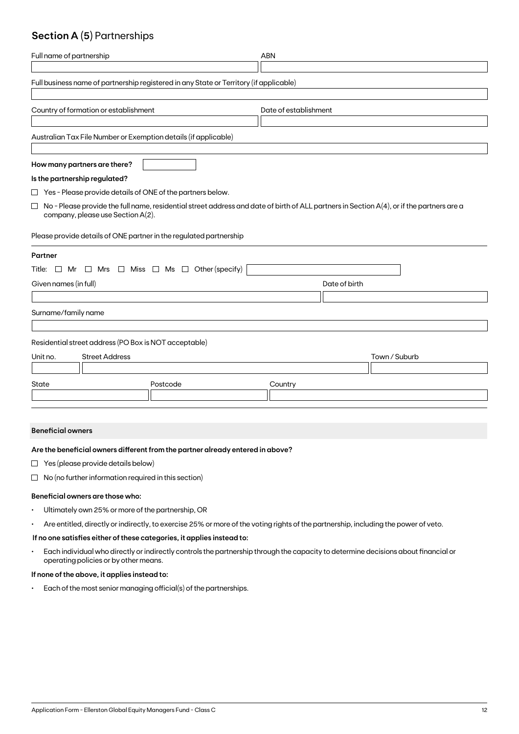## Section A (5) Partnerships

| Full name of partnership | ABN |
|---|---|
| | |

Full business name of partnership registered in any State or Territory (if applicable)

| Country of formation or establishment | Date of establishment |
|---|---|
| | |

Australian Tax File Number or Exemption details (if applicable)

**How many partners are there?**

**Is the partnership regulated?**

- ☐ Yes - Please provide details of ONE of the partners below.
- ☐ No - Please provide the full name, residential street address and date of birth of ALL partners in Section A(4), or if the partners are a company, please use Section A(2).

Please provide details of ONE partner in the regulated partnership

**Partner**

Title: ☐ Mr ☐ Mrs ☐ Miss ☐ Ms ☐ Other (specify)

| Given names (in full) | Date of birth |
|---|---|
| | |

Surname/family name

Residential street address (PO Box is NOT acceptable)

| Unit no. | Street Address | Town / Suburb |
|---|---|---|
| | | |

| State | Postcode | Country |
|---|---|---|
| | | |

**Beneficial owners**

**Are the beneficial owners different from the partner already entered in above?**

- ☐ Yes (please provide details below)
- ☐ No (no further information required in this section)

**Beneficial owners are those who:**

- Ultimately own 25% or more of the partnership, OR
- Are entitled, directly or indirectly, to exercise 25% or more of the voting rights of the partnership, including the power of veto.

**If no one satisfies either of these categories, it applies instead to:**

- Each individual who directly or indirectly controls the partnership through the capacity to determine decisions about financial or operating policies or by other means.

**If none of the above, it applies instead to:**

- Each of the most senior managing official(s) of the partnerships.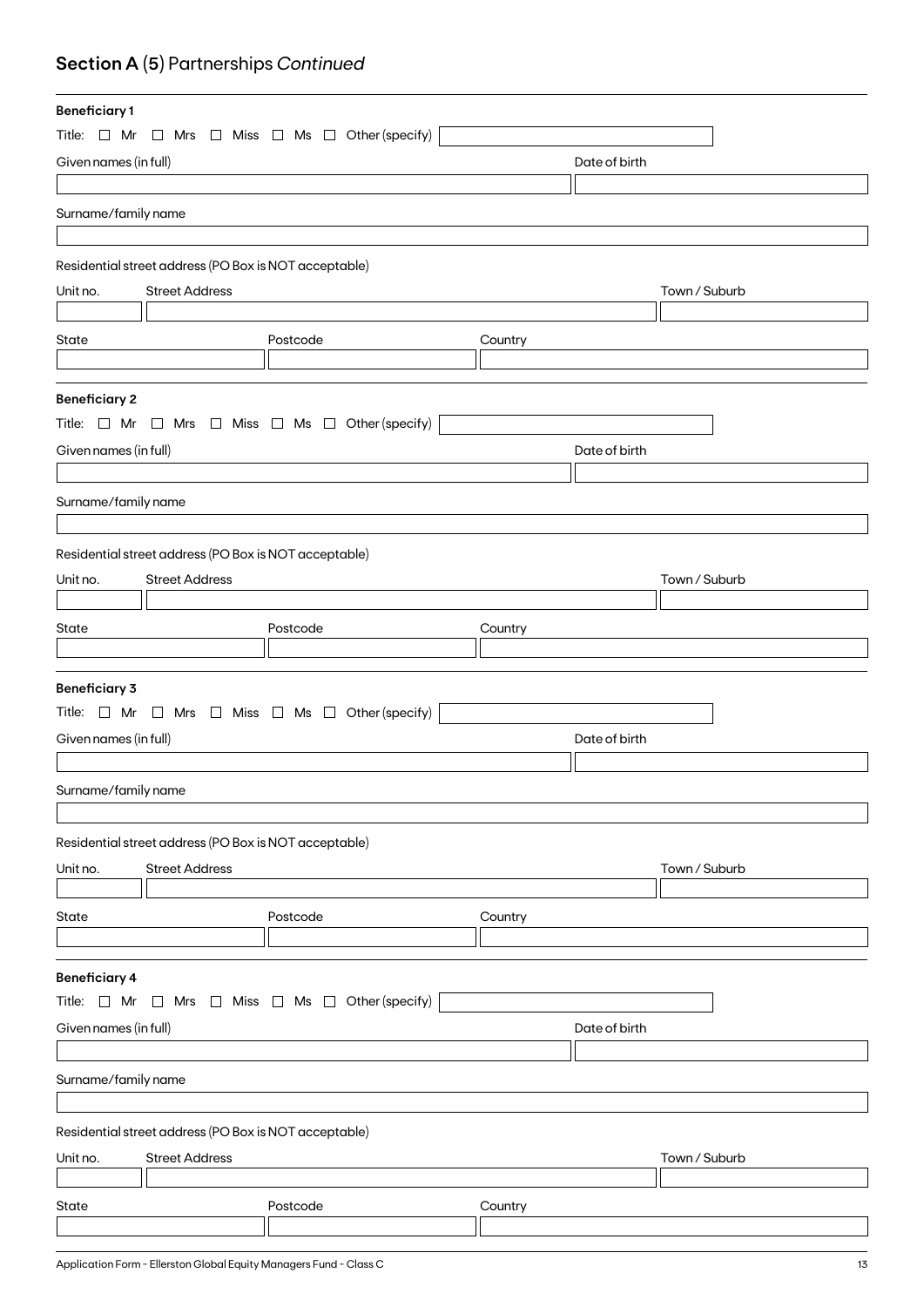## Section A (5) Partnerships *Continued*

**Beneficiary 1**

Title: ☐ Mr ☐ Mrs ☐ Miss ☐ Ms ☐ Other (specify)

Given names (in full)

Date of birth

Surname/family name

Residential street address (PO Box is NOT acceptable)

Unit no.

Street Address

Town / Suburb

State

Postcode

Country

**Beneficiary 2**

Title: ☐ Mr ☐ Mrs ☐ Miss ☐ Ms ☐ Other (specify)

Given names (in full)

Date of birth

Surname/family name

Residential street address (PO Box is NOT acceptable)

Unit no.

Street Address

Town / Suburb

State

Postcode

Country

**Beneficiary 3**

Title: ☐ Mr ☐ Mrs ☐ Miss ☐ Ms ☐ Other (specify)

Given names (in full)

Date of birth

Surname/family name

Residential street address (PO Box is NOT acceptable)

Unit no.

Street Address

Town / Suburb

State

Postcode

Country

**Beneficiary 4**

Title: ☐ Mr ☐ Mrs ☐ Miss ☐ Ms ☐ Other (specify)

Given names (in full)

Date of birth

Surname/family name

Residential street address (PO Box is NOT acceptable)

Unit no.

Street Address

Town / Suburb

State

Postcode

Country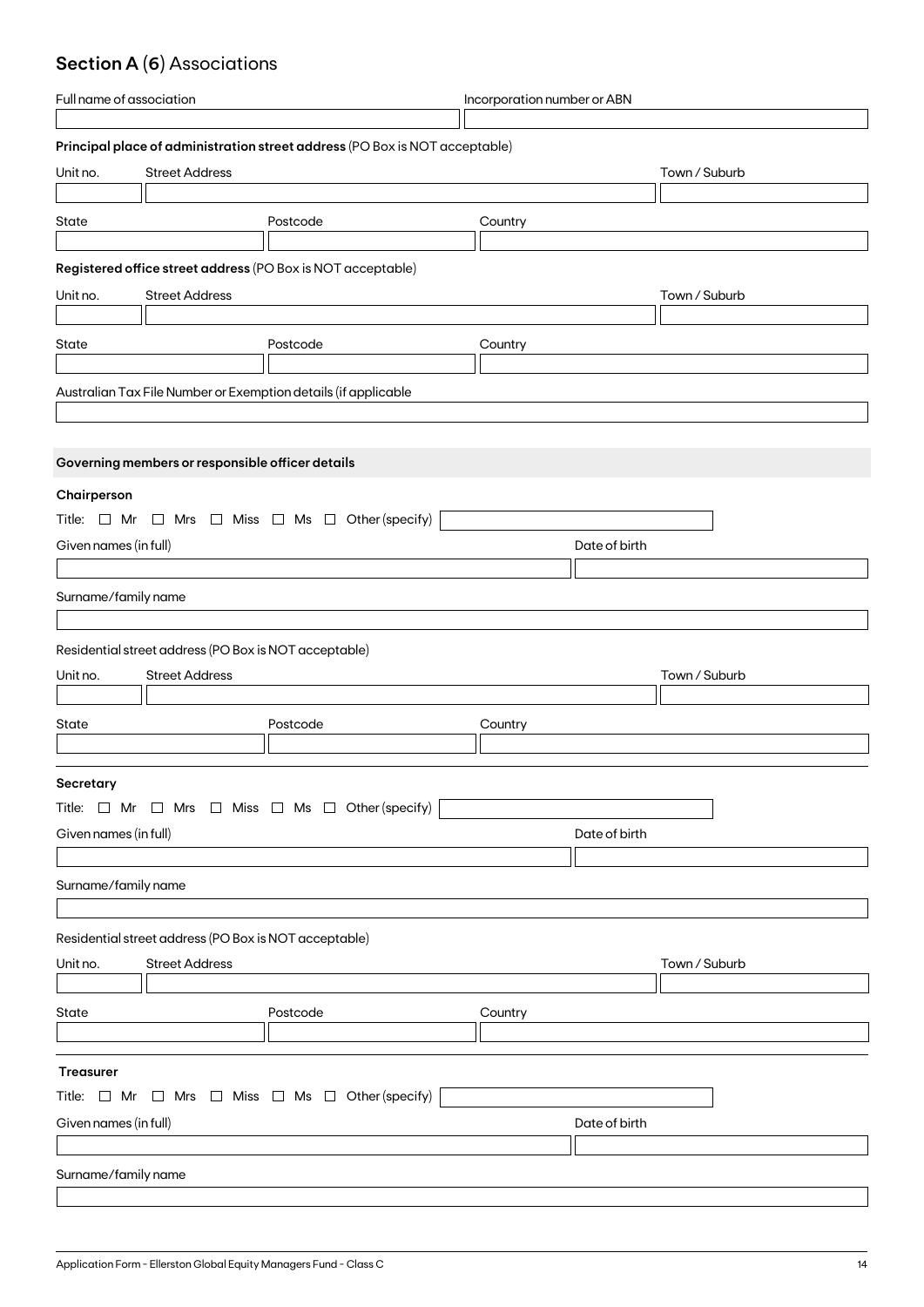## Section A (6) Associations

Full name of association

Incorporation number or ABN

**Principal place of administration street address** (PO Box is NOT acceptable)

Unit no. | Street Address | Town / Suburb

State | Postcode | Country

**Registered office street address** (PO Box is NOT acceptable)

Unit no. | Street Address | Town / Suburb

State | Postcode | Country

Australian Tax File Number or Exemption details (if applicable

### Governing members or responsible officer details

**Chairperson**

Title: ☐ Mr ☐ Mrs ☐ Miss ☐ Ms ☐ Other (specify)

Given names (in full) | Date of birth

Surname/family name

Residential street address (PO Box is NOT acceptable)

Unit no. | Street Address | Town / Suburb

State | Postcode | Country

**Secretary**

Title: ☐ Mr ☐ Mrs ☐ Miss ☐ Ms ☐ Other (specify)

Given names (in full) | Date of birth

Surname/family name

Residential street address (PO Box is NOT acceptable)

Unit no. | Street Address | Town / Suburb

State | Postcode | Country

**Treasurer**

Title: ☐ Mr ☐ Mrs ☐ Miss ☐ Ms ☐ Other (specify)

Given names (in full) | Date of birth

Surname/family name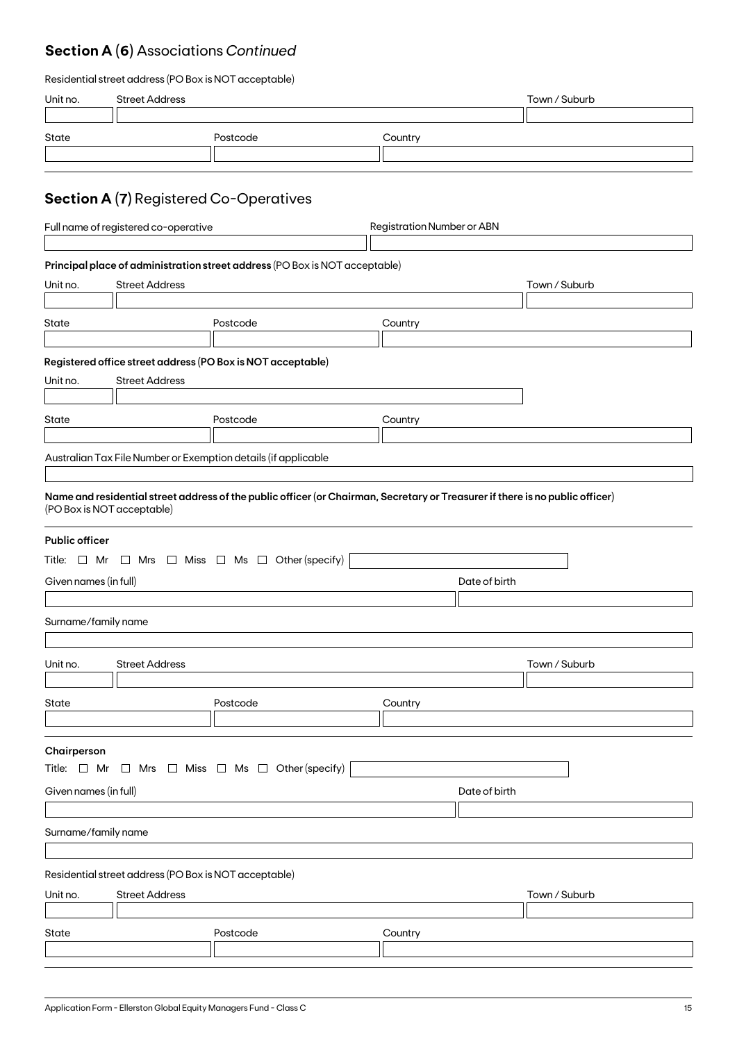## **Section A (6)** Associations *Continued*

Residential street address (PO Box is NOT acceptable)

| Unit no. | Street Address | Town / Suburb |
|---|---|---|
| | | |

| State | Postcode | Country |
|---|---|---|
| | | |

## **Section A (7)** Registered Co-Operatives

| Full name of registered co-operative | Registration Number or ABN |
|---|---|
| | |

**Principal place of administration street address** (PO Box is NOT acceptable)

| Unit no. | Street Address | Town / Suburb |
|---|---|---|
| | | |

| State | Postcode | Country |
|---|---|---|
| | | |

**Registered office street address (PO Box is NOT acceptable)**

| Unit no. | Street Address |
|---|---|
| | |

| State | Postcode | Country |
|---|---|---|
| | | |

Australian Tax File Number or Exemption details (if applicable

**Name and residential street address of the public officer (or Chairman, Secretary or Treasurer if there is no public officer)** (PO Box is NOT acceptable)

**Public officer**

Title: ☐ Mr ☐ Mrs ☐ Miss ☐ Ms ☐ Other (specify)

| Given names (in full) | Date of birth |
|---|---|
| | |

Surname/family name

| Unit no. | Street Address | Town / Suburb |
|---|---|---|
| | | |

| State | Postcode | Country |
|---|---|---|
| | | |

**Chairperson**

Title: ☐ Mr ☐ Mrs ☐ Miss ☐ Ms ☐ Other (specify)

| Given names (in full) | Date of birth |
|---|---|
| | |

Surname/family name

Residential street address (PO Box is NOT acceptable)

| Unit no. | Street Address | Town / Suburb |
|---|---|---|
| | | |

| State | Postcode | Country |
|---|---|---|
| | | |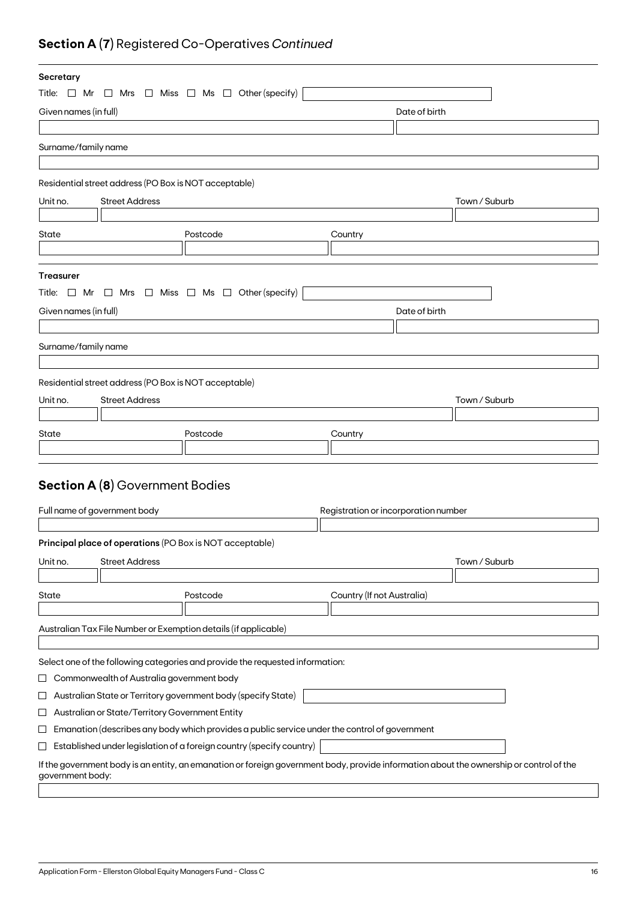## **Section A (7)** Registered Co-Operatives *Continued*

**Secretary**

Title: ☐ Mr ☐ Mrs ☐ Miss ☐ Ms ☐ Other (specify)

Given names (in full)

Date of birth

Surname/family name

Residential street address (PO Box is NOT acceptable)

Unit no. | Street Address | Town / Suburb

State | Postcode | Country

**Treasurer**

Title: ☐ Mr ☐ Mrs ☐ Miss ☐ Ms ☐ Other (specify)

Given names (in full)

Date of birth

Surname/family name

Residential street address (PO Box is NOT acceptable)

Unit no. | Street Address | Town / Suburb

State | Postcode | Country

## **Section A (8)** Government Bodies

Full name of government body

Registration or incorporation number

**Principal place of operations** (PO Box is NOT acceptable)

Unit no. | Street Address | Town / Suburb

State | Postcode | Country (If not Australia)

Australian Tax File Number or Exemption details (if applicable)

Select one of the following categories and provide the requested information:

☐ Commonwealth of Australia government body

☐ Australian State or Territory government body (specify State)

☐ Australian or State/Territory Government Entity

☐ Emanation (describes any body which provides a public service under the control of government

☐ Established under legislation of a foreign country (specify country)

If the government body is an entity, an emanation or foreign government body, provide information about the ownership or control of the government body: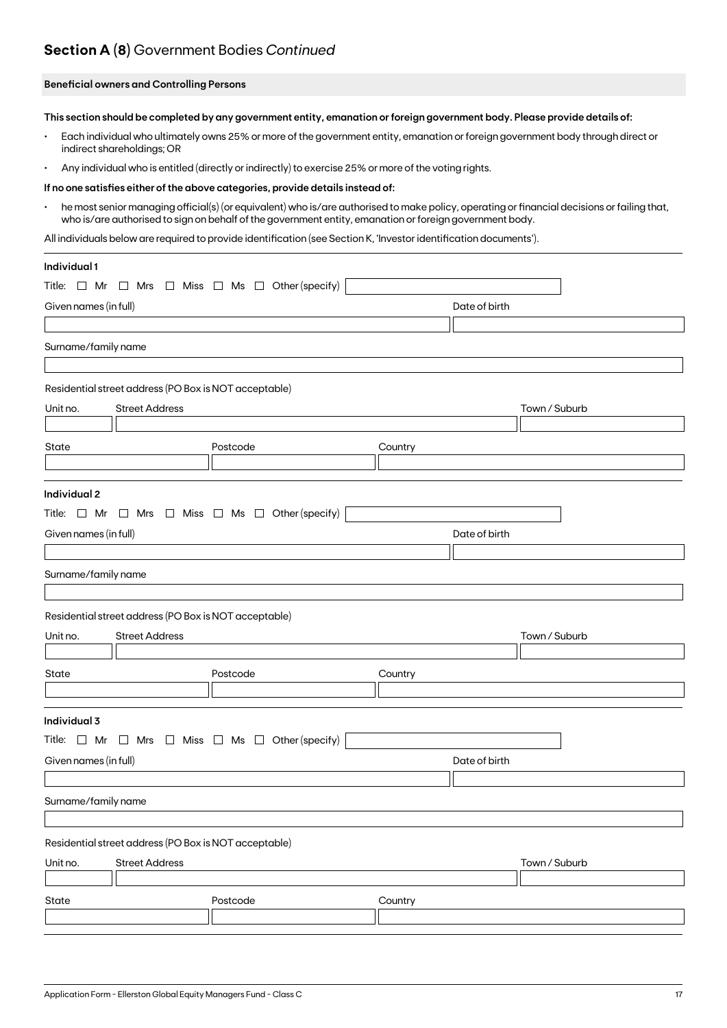## Section A (8) Government Bodies *Continued*

**Beneficial owners and Controlling Persons**

**This section should be completed by any government entity, emanation or foreign government body. Please provide details of:**

- Each individual who ultimately owns 25% or more of the government entity, emanation or foreign government body through direct or indirect shareholdings; OR
- Any individual who is entitled (directly or indirectly) to exercise 25% or more of the voting rights.

**If no one satisfies either of the above categories, provide details instead of:**

- he most senior managing official(s) (or equivalent) who is/are authorised to make policy, operating or financial decisions or failing that, who is/are authorised to sign on behalf of the government entity, emanation or foreign government body.

All individuals below are required to provide identification (see Section K, 'Investor identification documents').

---

**Individual 1**

Title: ☐ Mr ☐ Mrs ☐ Miss ☐ Ms ☐ Other (specify) \_\_\_\_\_\_\_\_\_\_

Given names (in full) \_\_\_\_\_\_\_\_\_\_ Date of birth \_\_\_\_\_\_\_\_\_\_

Surname/family name \_\_\_\_\_\_\_\_\_\_

Residential street address (PO Box is NOT acceptable)

Unit no. \_\_\_\_\_ Street Address \_\_\_\_\_\_\_\_\_\_ Town / Suburb \_\_\_\_\_\_\_\_\_\_

State \_\_\_\_\_ Postcode \_\_\_\_\_ Country \_\_\_\_\_\_\_\_\_\_

---

**Individual 2**

Title: ☐ Mr ☐ Mrs ☐ Miss ☐ Ms ☐ Other (specify) \_\_\_\_\_\_\_\_\_\_

Given names (in full) \_\_\_\_\_\_\_\_\_\_ Date of birth \_\_\_\_\_\_\_\_\_\_

Surname/family name \_\_\_\_\_\_\_\_\_\_

Residential street address (PO Box is NOT acceptable)

Unit no. \_\_\_\_\_ Street Address \_\_\_\_\_\_\_\_\_\_ Town / Suburb \_\_\_\_\_\_\_\_\_\_

State \_\_\_\_\_ Postcode \_\_\_\_\_ Country \_\_\_\_\_\_\_\_\_\_

---

**Individual 3**

Title: ☐ Mr ☐ Mrs ☐ Miss ☐ Ms ☐ Other (specify) \_\_\_\_\_\_\_\_\_\_

Given names (in full) \_\_\_\_\_\_\_\_\_\_ Date of birth \_\_\_\_\_\_\_\_\_\_

Surname/family name \_\_\_\_\_\_\_\_\_\_

Residential street address (PO Box is NOT acceptable)

Unit no. \_\_\_\_\_ Street Address \_\_\_\_\_\_\_\_\_\_ Town / Suburb \_\_\_\_\_\_\_\_\_\_

State \_\_\_\_\_ Postcode \_\_\_\_\_ Country \_\_\_\_\_\_\_\_\_\_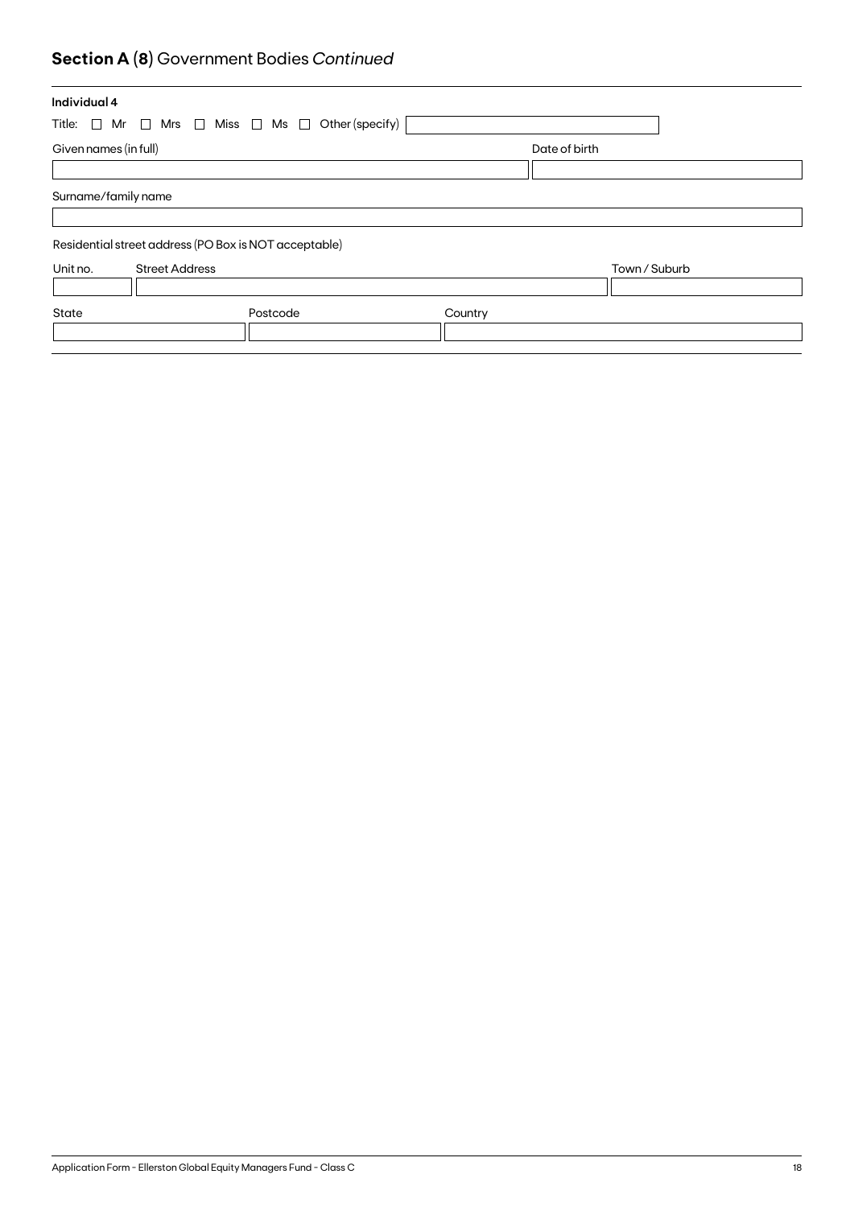## **Section A (8)** Government Bodies *Continued*

**Individual 4**

Title: ☐ Mr ☐ Mrs ☐ Miss ☐ Ms ☐ Other (specify) ______________

| Given names (in full) | Date of birth |
| --- | --- |
| | |

Surname/family name

______________

Residential street address (PO Box is NOT acceptable)

| Unit no. | Street Address | Town / Suburb |
| --- | --- | --- |
| | | |

| State | Postcode | Country |
| --- | --- | --- |
| | | |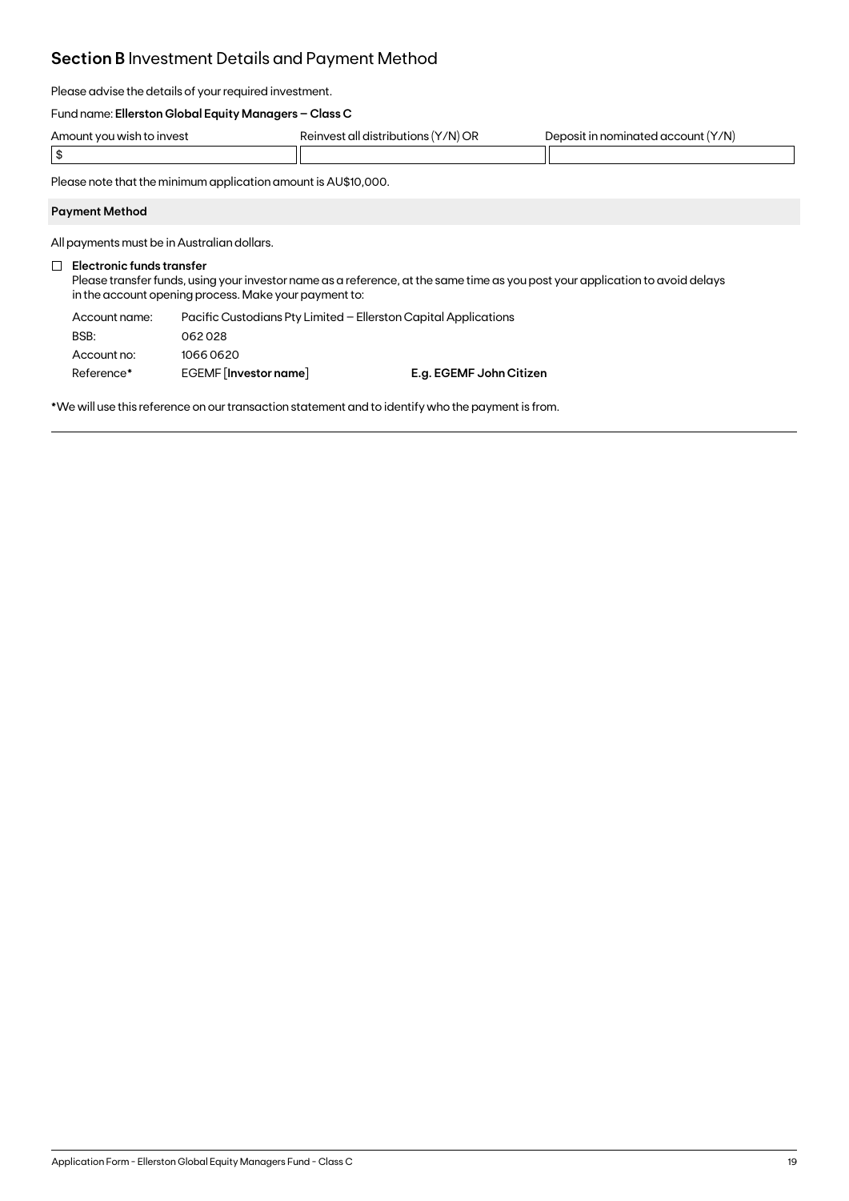## **Section B** Investment Details and Payment Method

Please advise the details of your required investment.

Fund name: **Ellerston Global Equity Managers – Class C**

| Amount you wish to invest | Reinvest all distributions (Y/N) OR | Deposit in nominated account (Y/N) |
|---|---|---|
| $ | | |

Please note that the minimum application amount is AU$10,000.

### Payment Method

All payments must be in Australian dollars.

☐ **Electronic funds transfer**
Please transfer funds, using your investor name as a reference, at the same time as you post your application to avoid delays in the account opening process. Make your payment to:

| | | |
|---|---|---|
| Account name: | Pacific Custodians Pty Limited – Ellerston Capital Applications | |
| BSB: | 062 028 | |
| Account no: | 1066 0620 | |
| Reference* | EGEMF [**Investor name**] | **E.g. EGEMF John Citizen** |

*We will use this reference on our transaction statement and to identify who the payment is from.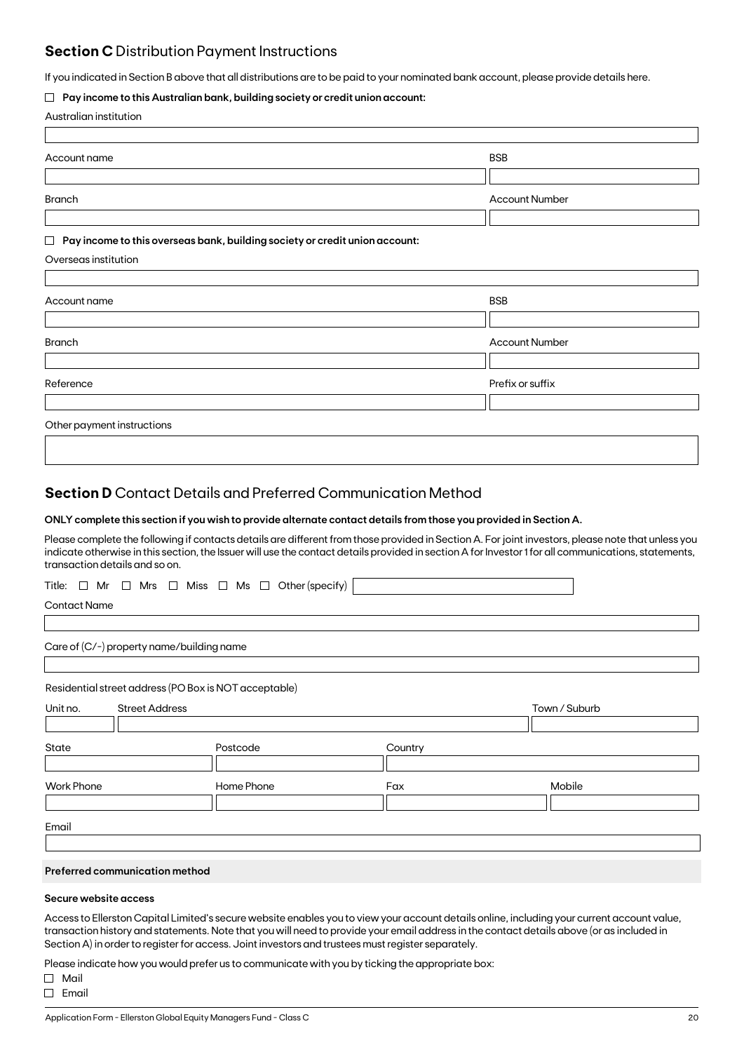## **Section C** Distribution Payment Instructions

If you indicated in Section B above that all distributions are to be paid to your nominated bank account, please provide details here.

☐ **Pay income to this Australian bank, building society or credit union account:**

Australian institution

| Account name | BSB |
|---|---|
| | |

| Branch | Account Number |
|---|---|
| | |

☐ **Pay income to this overseas bank, building society or credit union account:**

Overseas institution

| Account name | BSB |
|---|---|
| | |

| Branch | Account Number |
|---|---|
| | |

| Reference | Prefix or suffix |
|---|---|
| | |

Other payment instructions

## **Section D** Contact Details and Preferred Communication Method

**ONLY complete this section if you wish to provide alternate contact details from those you provided in Section A.**

Please complete the following if contacts details are different from those provided in Section A. For joint investors, please note that unless you indicate otherwise in this section, the Issuer will use the contact details provided in section A for Investor 1 for all communications, statements, transaction details and so on.

Title: ☐ Mr ☐ Mrs ☐ Miss ☐ Ms ☐ Other (specify)

Contact Name

Care of (C/-) property name/building name

Residential street address (PO Box is NOT acceptable)

| Unit no. | Street Address | Town / Suburb |
|---|---|---|
| | | |

| State | Postcode | Country |
|---|---|---|
| | | |

| Work Phone | Home Phone | Fax | Mobile |
|---|---|---|---|
| | | | |

Email

**Preferred communication method**

**Secure website access**

Access to Ellerston Capital Limited's secure website enables you to view your account details online, including your current account value, transaction history and statements. Note that you will need to provide your email address in the contact details above (or as included in Section A) in order to register for access. Joint investors and trustees must register separately.

Please indicate how you would prefer us to communicate with you by ticking the appropriate box:

☐ Mail

☐ Email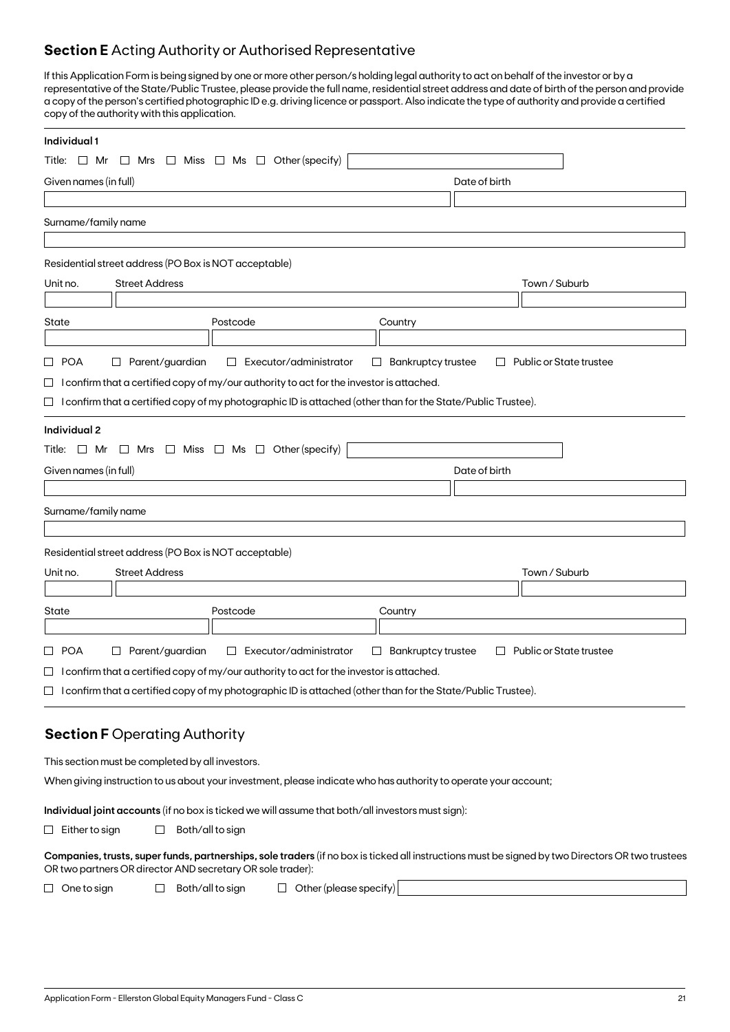## **Section E** Acting Authority or Authorised Representative

If this Application Form is being signed by one or more other person/s holding legal authority to act on behalf of the investor or by a representative of the State/Public Trustee, please provide the full name, residential street address and date of birth of the person and provide a copy of the person's certified photographic ID e.g. driving licence or passport. Also indicate the type of authority and provide a certified copy of the authority with this application.

**Individual 1**

Title: ☐ Mr ☐ Mrs ☐ Miss ☐ Ms ☐ Other (specify) ____________

Given names (in full) ____________ Date of birth ____________

Surname/family name ____________

Residential street address (PO Box is NOT acceptable)

Unit no. ______ Street Address ____________ Town / Suburb ____________

State ______ Postcode ______ Country ______

☐ POA ☐ Parent/guardian ☐ Executor/administrator ☐ Bankruptcy trustee ☐ Public or State trustee

☐ I confirm that a certified copy of my/our authority to act for the investor is attached.

☐ I confirm that a certified copy of my photographic ID is attached (other than for the State/Public Trustee).

**Individual 2**

Title: ☐ Mr ☐ Mrs ☐ Miss ☐ Ms ☐ Other (specify) ____________

Given names (in full) ____________ Date of birth ____________

Surname/family name ____________

Residential street address (PO Box is NOT acceptable)

Unit no. ______ Street Address ____________ Town / Suburb ____________

State ______ Postcode ______ Country ______

☐ POA ☐ Parent/guardian ☐ Executor/administrator ☐ Bankruptcy trustee ☐ Public or State trustee

☐ I confirm that a certified copy of my/our authority to act for the investor is attached.

☐ I confirm that a certified copy of my photographic ID is attached (other than for the State/Public Trustee).

## **Section F** Operating Authority

This section must be completed by all investors.

When giving instruction to us about your investment, please indicate who has authority to operate your account;

**Individual joint accounts** (if no box is ticked we will assume that both/all investors must sign):

☐ Either to sign ☐ Both/all to sign

**Companies, trusts, super funds, partnerships, sole traders** (if no box is ticked all instructions must be signed by two Directors OR two trustees OR two partners OR director AND secretary OR sole trader):

☐ One to sign ☐ Both/all to sign ☐ Other (please specify) ____________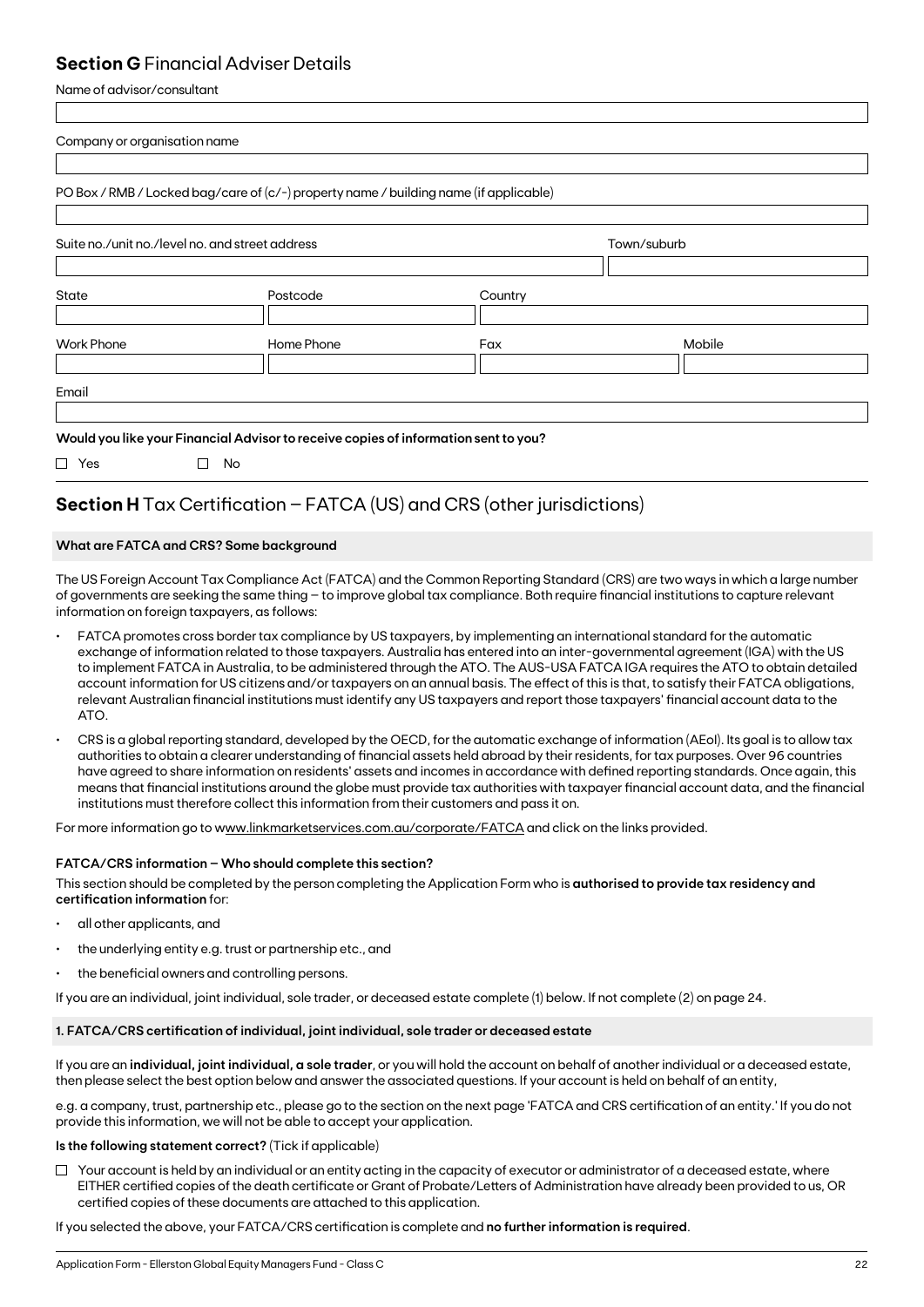## **Section G** Financial Adviser Details

Name of advisor/consultant

Company or organisation name

PO Box / RMB / Locked bag/care of (c/-) property name / building name (if applicable)

Suite no./unit no./level no. and street address

Town/suburb

State

Postcode

Country

Work Phone

Home Phone

Fax

Mobile

Email

**Would you like your Financial Advisor to receive copies of information sent to you?**

☐ Yes ☐ No

## **Section H** Tax Certification – FATCA (US) and CRS (other jurisdictions)

### What are FATCA and CRS? Some background

The US Foreign Account Tax Compliance Act (FATCA) and the Common Reporting Standard (CRS) are two ways in which a large number of governments are seeking the same thing – to improve global tax compliance. Both require financial institutions to capture relevant information on foreign taxpayers, as follows:

- FATCA promotes cross border tax compliance by US taxpayers, by implementing an international standard for the automatic exchange of information related to those taxpayers. Australia has entered into an inter-governmental agreement (IGA) with the US to implement FATCA in Australia, to be administered through the ATO. The AUS-USA FATCA IGA requires the ATO to obtain detailed account information for US citizens and/or taxpayers on an annual basis. The effect of this is that, to satisfy their FATCA obligations, relevant Australian financial institutions must identify any US taxpayers and report those taxpayers' financial account data to the ATO.
- CRS is a global reporting standard, developed by the OECD, for the automatic exchange of information (AEoI). Its goal is to allow tax authorities to obtain a clearer understanding of financial assets held abroad by their residents, for tax purposes. Over 96 countries have agreed to share information on residents' assets and incomes in accordance with defined reporting standards. Once again, this means that financial institutions around the globe must provide tax authorities with taxpayer financial account data, and the financial institutions must therefore collect this information from their customers and pass it on.

For more information go to www.linkmarketservices.com.au/corporate/FATCA and click on the links provided.

### FATCA/CRS information – Who should complete this section?

This section should be completed by the person completing the Application Form who is **authorised to provide tax residency and certification information** for:

- all other applicants, and
- the underlying entity e.g. trust or partnership etc., and
- the beneficial owners and controlling persons.

If you are an individual, joint individual, sole trader, or deceased estate complete (1) below. If not complete (2) on page 24.

### 1. FATCA/CRS certification of individual, joint individual, sole trader or deceased estate

If you are an **individual, joint individual, a sole trader**, or you will hold the account on behalf of another individual or a deceased estate, then please select the best option below and answer the associated questions. If your account is held on behalf of an entity,

e.g. a company, trust, partnership etc., please go to the section on the next page 'FATCA and CRS certification of an entity.' If you do not provide this information, we will not be able to accept your application.

**Is the following statement correct?** (Tick if applicable)

☐ Your account is held by an individual or an entity acting in the capacity of executor or administrator of a deceased estate, where EITHER certified copies of the death certificate or Grant of Probate/Letters of Administration have already been provided to us, OR certified copies of these documents are attached to this application.

If you selected the above, your FATCA/CRS certification is complete and **no further information is required**.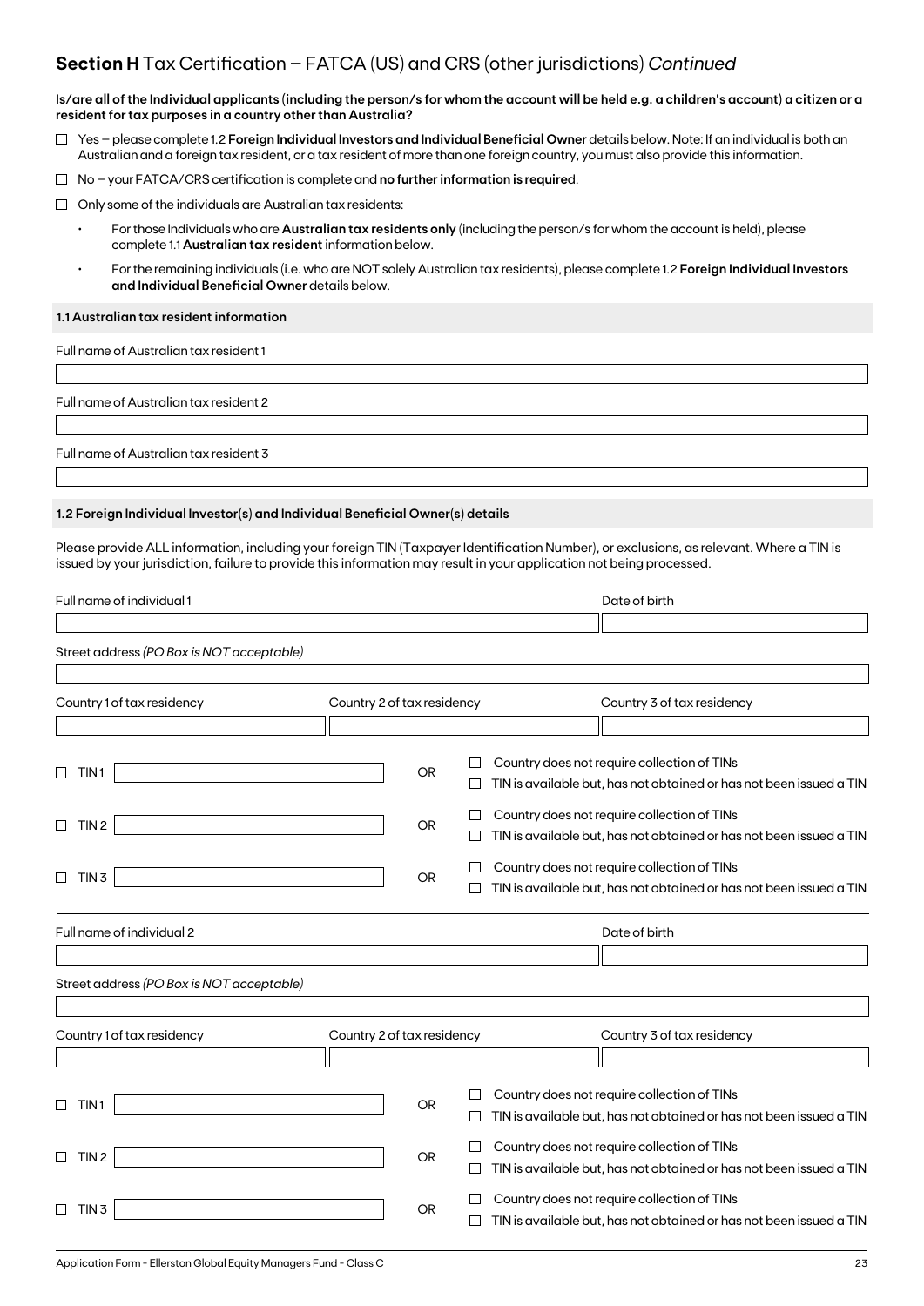## **Section H** Tax Certification – FATCA (US) and CRS (other jurisdictions) *Continued*

**Is/are all of the Individual applicants (including the person/s for whom the account will be held e.g. a children's account) a citizen or a resident for tax purposes in a country other than Australia?**

☐ Yes – please complete 1.2 **Foreign Individual Investors and Individual Beneficial Owner** details below. Note: If an individual is both an Australian and a foreign tax resident, or a tax resident of more than one foreign country, you must also provide this information.

☐ No – your FATCA/CRS certification is complete and **no further information is require**d.

☐ Only some of the individuals are Australian tax residents:

- For those Individuals who are **Australian tax residents only** (including the person/s for whom the account is held), please complete 1.1 **Australian tax resident** information below.
- For the remaining individuals (i.e. who are NOT solely Australian tax residents), please complete 1.2 **Foreign Individual Investors and Individual Beneficial Owner** details below.

**1.1 Australian tax resident information**

Full name of Australian tax resident 1

Full name of Australian tax resident 2

Full name of Australian tax resident 3

**1.2 Foreign Individual Investor(s) and Individual Beneficial Owner(s) details**

Please provide ALL information, including your foreign TIN (Taxpayer Identification Number), or exclusions, as relevant. Where a TIN is issued by your jurisdiction, failure to provide this information may result in your application not being processed.

Full name of individual 1 | Date of birth

Street address *(PO Box is NOT acceptable)*

Country 1 of tax residency | Country 2 of tax residency | Country 3 of tax residency

☐ TIN 1 ______ OR ☐ Country does not require collection of TINs ☐ TIN is available but, has not obtained or has not been issued a TIN

☐ TIN 2 ______ OR ☐ Country does not require collection of TINs ☐ TIN is available but, has not obtained or has not been issued a TIN

☐ TIN 3 ______ OR ☐ Country does not require collection of TINs ☐ TIN is available but, has not obtained or has not been issued a TIN

Full name of individual 2 | Date of birth

Street address *(PO Box is NOT acceptable)*

Country 1 of tax residency | Country 2 of tax residency | Country 3 of tax residency

☐ TIN 1 ______ OR ☐ Country does not require collection of TINs ☐ TIN is available but, has not obtained or has not been issued a TIN

☐ TIN 2 ______ OR ☐ Country does not require collection of TINs ☐ TIN is available but, has not obtained or has not been issued a TIN

☐ TIN 3 ______ OR ☐ Country does not require collection of TINs ☐ TIN is available but, has not obtained or has not been issued a TIN

Application Form - Ellerston Global Equity Managers Fund - Class C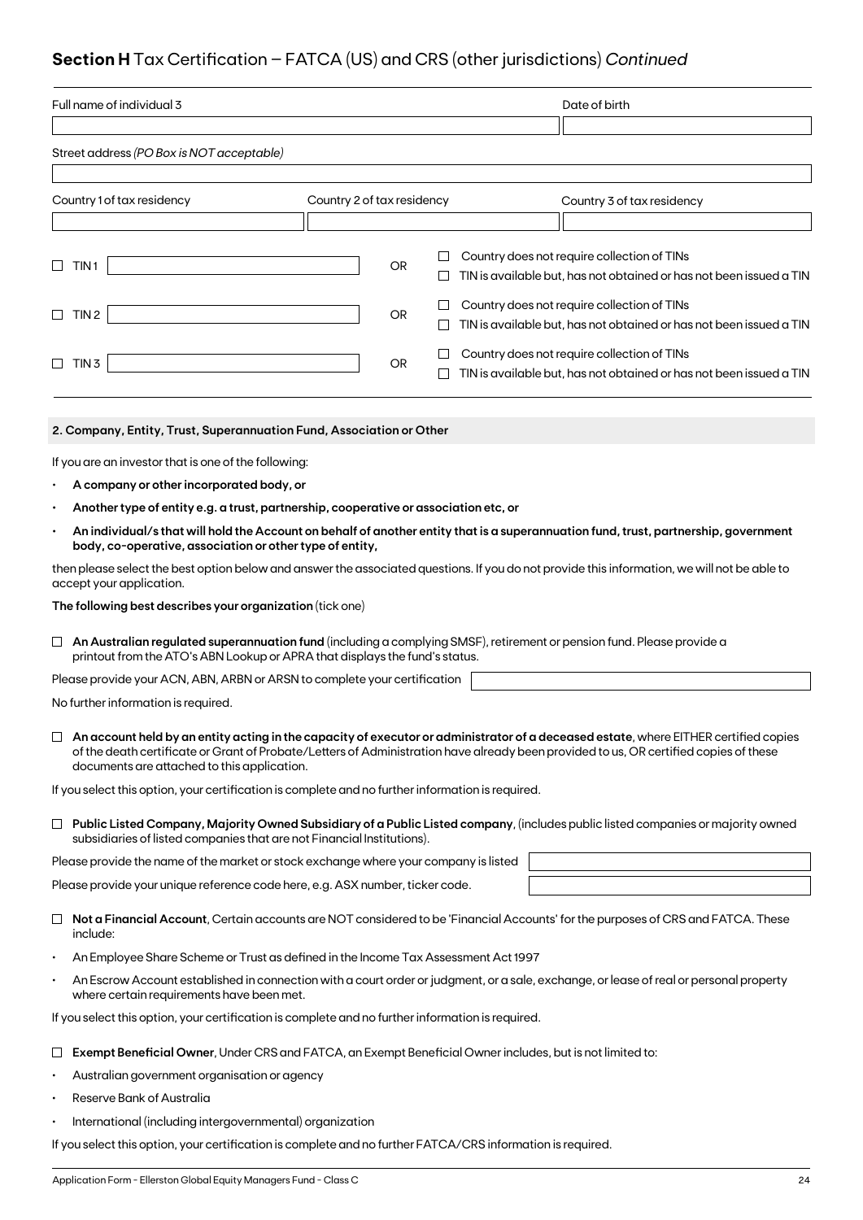## **Section H** Tax Certification – FATCA (US) and CRS (other jurisdictions) *Continued*

| Full name of individual 3 | Date of birth |
|---|---|
| | |

Street address *(PO Box is NOT acceptable)*

| Country 1 of tax residency | Country 2 of tax residency | Country 3 of tax residency |
|---|---|---|
| | | |

| | | |
|---|---|---|
| ☐ TIN 1 | OR | ☐ Country does not require collection of TINs<br>☐ TIN is available but, has not obtained or has not been issued a TIN |
| ☐ TIN 2 | OR | ☐ Country does not require collection of TINs<br>☐ TIN is available but, has not obtained or has not been issued a TIN |
| ☐ TIN 3 | OR | ☐ Country does not require collection of TINs<br>☐ TIN is available but, has not obtained or has not been issued a TIN |

### 2. Company, Entity, Trust, Superannuation Fund, Association or Other

If you are an investor that is one of the following:

- **A company or other incorporated body, or**
- **Another type of entity e.g. a trust, partnership, cooperative or association etc, or**
- **An individual/s that will hold the Account on behalf of another entity that is a superannuation fund, trust, partnership, government body, co-operative, association or other type of entity,**

then please select the best option below and answer the associated questions. If you do not provide this information, we will not be able to accept your application.

**The following best describes your organization** (tick one)

☐ **An Australian regulated superannuation fund** (including a complying SMSF), retirement or pension fund. Please provide a printout from the ATO's ABN Lookup or APRA that displays the fund's status.

Please provide your ACN, ABN, ARBN or ARSN to complete your certification

No further information is required.

☐ **An account held by an entity acting in the capacity of executor or administrator of a deceased estate**, where EITHER certified copies of the death certificate or Grant of Probate/Letters of Administration have already been provided to us, OR certified copies of these documents are attached to this application.

If you select this option, your certification is complete and no further information is required.

☐ **Public Listed Company, Majority Owned Subsidiary of a Public Listed company**, (includes public listed companies or majority owned subsidiaries of listed companies that are not Financial Institutions).

Please provide the name of the market or stock exchange where your company is listed

Please provide your unique reference code here, e.g. ASX number, ticker code.

☐ **Not a Financial Account**, Certain accounts are NOT considered to be 'Financial Accounts' for the purposes of CRS and FATCA. These include:

- An Employee Share Scheme or Trust as defined in the Income Tax Assessment Act 1997
- An Escrow Account established in connection with a court order or judgment, or a sale, exchange, or lease of real or personal property where certain requirements have been met.

If you select this option, your certification is complete and no further information is required.

☐ **Exempt Beneficial Owner**, Under CRS and FATCA, an Exempt Beneficial Owner includes, but is not limited to:

- Australian government organisation or agency
- Reserve Bank of Australia
- International (including intergovernmental) organization

If you select this option, your certification is complete and no further FATCA/CRS information is required.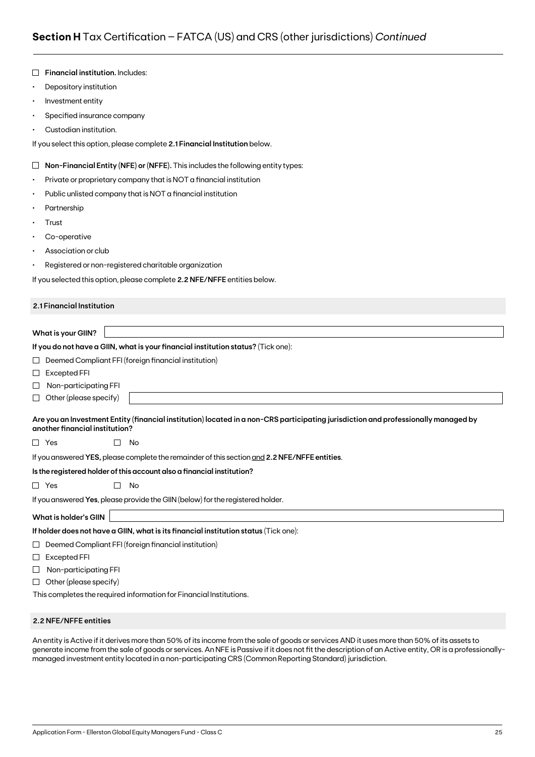## **Section H** Tax Certification – FATCA (US) and CRS (other jurisdictions) *Continued*

☐ **Financial institution.** Includes:

- Depository institution
- Investment entity
- Specified insurance company
- Custodian institution.

If you select this option, please complete **2.1 Financial Institution** below.

☐ **Non-Financial Entity (NFE) or (NFFE).** This includes the following entity types:

- Private or proprietary company that is NOT a financial institution
- Public unlisted company that is NOT a financial institution
- Partnership
- Trust
- Co-operative
- Association or club
- Registered or non-registered charitable organization

If you selected this option, please complete **2.2 NFE/NFFE** entities below.

### 2.1 Financial Institution

**What is your GIIN?** ____________________

**If you do not have a GIIN, what is your financial institution status?** (Tick one):

☐ Deemed Compliant FFI (foreign financial institution)

☐ Excepted FFI

☐ Non-participating FFI

☐ Other (please specify) ____________________

**Are you an Investment Entity (financial institution) located in a non-CRS participating jurisdiction and professionally managed by another financial institution?**

☐ Yes ☐ No

If you answered **YES,** please complete the remainder of this section <u>and</u> **2.2 NFE/NFFE entities**.

**Is the registered holder of this account also a financial institution?**

☐ Yes ☐ No

If you answered **Yes**, please provide the GIIN (below) for the registered holder.

**What is holder's GIIN** ____________________

**If holder does not have a GIIN, what is its financial institution status** (Tick one):

☐ Deemed Compliant FFI (foreign financial institution)

☐ Excepted FFI

☐ Non-participating FFI

☐ Other (please specify)

This completes the required information for Financial Institutions.

### 2.2 NFE/NFFE entities

An entity is Active if it derives more than 50% of its income from the sale of goods or services AND it uses more than 50% of its assets to generate income from the sale of goods or services. An NFE is Passive if it does not fit the description of an Active entity, OR is a professionally-managed investment entity located in a non-participating CRS (Common Reporting Standard) jurisdiction.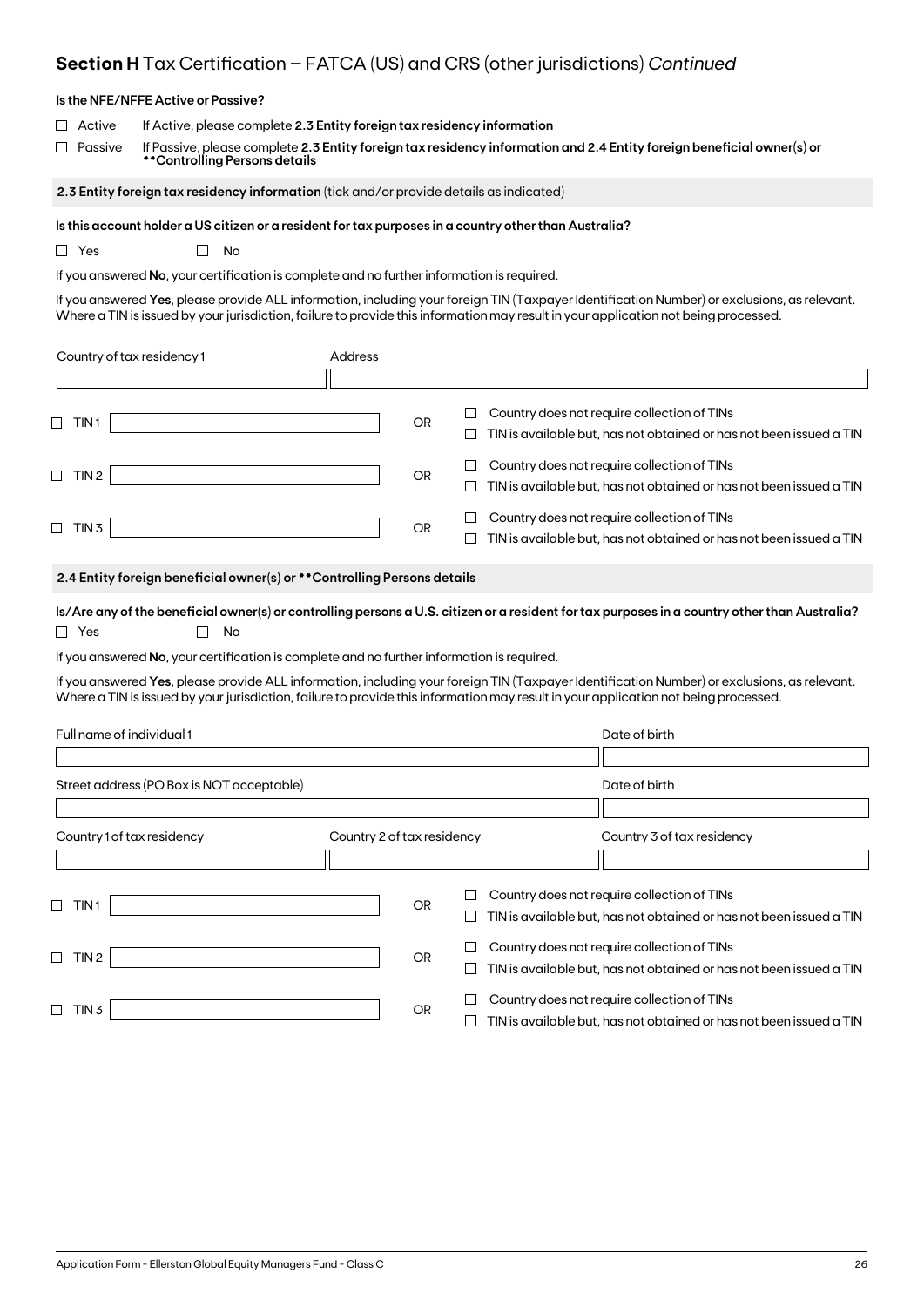## **Section H** Tax Certification – FATCA (US) and CRS (other jurisdictions) *Continued*

**Is the NFE/NFFE Active or Passive?**

☐ Active   If Active, please complete **2.3 Entity foreign tax residency information**

☐ Passive   If Passive, please complete **2.3 Entity foreign tax residency information and 2.4 Entity foreign beneficial owner(s) or \*\*Controlling Persons details**

**2.3 Entity foreign tax residency information** (tick and/or provide details as indicated)

**Is this account holder a US citizen or a resident for tax purposes in a country other than Australia?**

☐ Yes   ☐ No

If you answered **No**, your certification is complete and no further information is required.

If you answered **Yes**, please provide ALL information, including your foreign TIN (Taxpayer Identification Number) or exclusions, as relevant. Where a TIN is issued by your jurisdiction, failure to provide this information may result in your application not being processed.

| Country of tax residency 1 | Address |
|---|---|
| | |

| | | | |
|---|---|---|---|
| ☐ TIN 1 | | OR | ☐ Country does not require collection of TINs<br>☐ TIN is available but, has not obtained or has not been issued a TIN |
| ☐ TIN 2 | | OR | ☐ Country does not require collection of TINs<br>☐ TIN is available but, has not obtained or has not been issued a TIN |
| ☐ TIN 3 | | OR | ☐ Country does not require collection of TINs<br>☐ TIN is available but, has not obtained or has not been issued a TIN |

**2.4 Entity foreign beneficial owner(s) or \*\*Controlling Persons details**

**Is/Are any of the beneficial owner(s) or controlling persons a U.S. citizen or a resident for tax purposes in a country other than Australia?**

☐ Yes   ☐ No

If you answered **No**, your certification is complete and no further information is required.

If you answered **Yes**, please provide ALL information, including your foreign TIN (Taxpayer Identification Number) or exclusions, as relevant. Where a TIN is issued by your jurisdiction, failure to provide this information may result in your application not being processed.

| Full name of individual 1 | | Date of birth |
|---|---|---|
| | | |
| **Street address (PO Box is NOT acceptable)** | | **Date of birth** |
| | | |
| **Country 1 of tax residency** | **Country 2 of tax residency** | **Country 3 of tax residency** |
| | | |

| | | | |
|---|---|---|---|
| ☐ TIN 1 | | OR | ☐ Country does not require collection of TINs<br>☐ TIN is available but, has not obtained or has not been issued a TIN |
| ☐ TIN 2 | | OR | ☐ Country does not require collection of TINs<br>☐ TIN is available but, has not obtained or has not been issued a TIN |
| ☐ TIN 3 | | OR | ☐ Country does not require collection of TINs<br>☐ TIN is available but, has not obtained or has not been issued a TIN |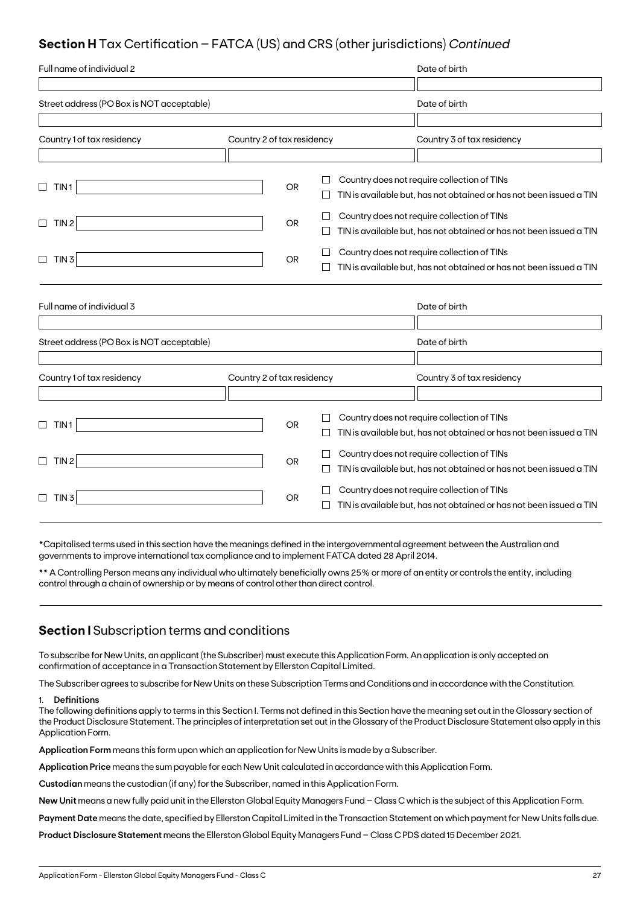## **Section H** Tax Certification – FATCA (US) and CRS (other jurisdictions) *Continued*

| Full name of individual 2 | | Date of birth |
|---|---|---|
| | | |
| Street address (PO Box is NOT acceptable) | | Date of birth |
| | | |
| Country 1 of tax residency | Country 2 of tax residency | Country 3 of tax residency |
| | | |

☐ TIN 1 [ ] OR ☐ Country does not require collection of TINs ☐ TIN is available but, has not obtained or has not been issued a TIN

☐ TIN 2 [ ] OR ☐ Country does not require collection of TINs ☐ TIN is available but, has not obtained or has not been issued a TIN

☐ TIN 3 [ ] OR ☐ Country does not require collection of TINs ☐ TIN is available but, has not obtained or has not been issued a TIN

| Full name of individual 3 | | Date of birth |
|---|---|---|
| | | |
| Street address (PO Box is NOT acceptable) | | Date of birth |
| | | |
| Country 1 of tax residency | Country 2 of tax residency | Country 3 of tax residency |
| | | |

☐ TIN 1 [ ] OR ☐ Country does not require collection of TINs ☐ TIN is available but, has not obtained or has not been issued a TIN

☐ TIN 2 [ ] OR ☐ Country does not require collection of TINs ☐ TIN is available but, has not obtained or has not been issued a TIN

☐ TIN 3 [ ] OR ☐ Country does not require collection of TINs ☐ TIN is available but, has not obtained or has not been issued a TIN

*Capitalised terms used in this section have the meanings defined in the intergovernmental agreement between the Australian and governments to improve international tax compliance and to implement FATCA dated 28 April 2014.

** A Controlling Person means any individual who ultimately beneficially owns 25% or more of an entity or controls the entity, including control through a chain of ownership or by means of control other than direct control.

## **Section I** Subscription terms and conditions

To subscribe for New Units, an applicant (the Subscriber) must execute this Application Form. An application is only accepted on confirmation of acceptance in a Transaction Statement by Ellerston Capital Limited.

The Subscriber agrees to subscribe for New Units on these Subscription Terms and Conditions and in accordance with the Constitution.

1. **Definitions**

The following definitions apply to terms in this Section I. Terms not defined in this Section have the meaning set out in the Glossary section of the Product Disclosure Statement. The principles of interpretation set out in the Glossary of the Product Disclosure Statement also apply in this Application Form.

**Application Form** means this form upon which an application for New Units is made by a Subscriber.

**Application Price** means the sum payable for each New Unit calculated in accordance with this Application Form.

**Custodian** means the custodian (if any) for the Subscriber, named in this Application Form.

**New Unit** means a new fully paid unit in the Ellerston Global Equity Managers Fund – Class C which is the subject of this Application Form.

**Payment Date** means the date, specified by Ellerston Capital Limited in the Transaction Statement on which payment for New Units falls due.

**Product Disclosure Statement** means the Ellerston Global Equity Managers Fund – Class C PDS dated 15 December 2021.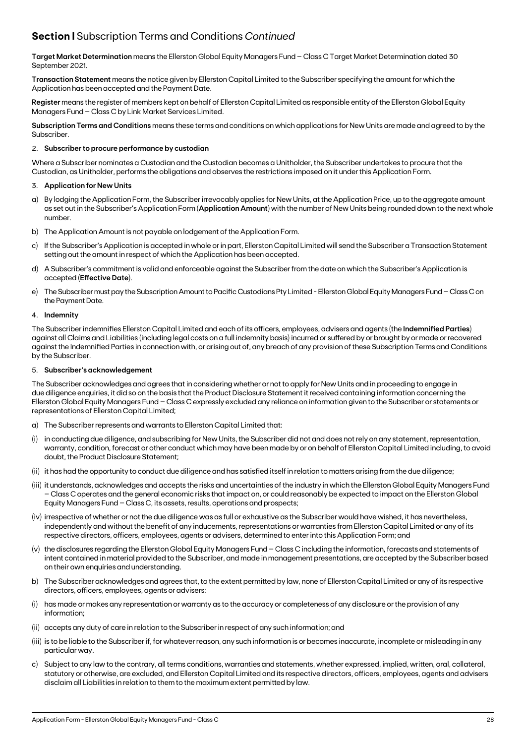## **Section I** Subscription Terms and Conditions *Continued*

**Target Market Determination** means the Ellerston Global Equity Managers Fund – Class C Target Market Determination dated 30 September 2021.

**Transaction Statement** means the notice given by Ellerston Capital Limited to the Subscriber specifying the amount for which the Application has been accepted and the Payment Date.

**Register** means the register of members kept on behalf of Ellerston Capital Limited as responsible entity of the Ellerston Global Equity Managers Fund – Class C by Link Market Services Limited.

**Subscription Terms and Conditions** means these terms and conditions on which applications for New Units are made and agreed to by the Subscriber.

2. **Subscriber to procure performance by custodian**

Where a Subscriber nominates a Custodian and the Custodian becomes a Unitholder, the Subscriber undertakes to procure that the Custodian, as Unitholder, performs the obligations and observes the restrictions imposed on it under this Application Form.

3. **Application for New Units**

a) By lodging the Application Form, the Subscriber irrevocably applies for New Units, at the Application Price, up to the aggregate amount as set out in the Subscriber's Application Form (**Application Amount**) with the number of New Units being rounded down to the next whole number.

b) The Application Amount is not payable on lodgement of the Application Form.

c) If the Subscriber's Application is accepted in whole or in part, Ellerston Capital Limited will send the Subscriber a Transaction Statement setting out the amount in respect of which the Application has been accepted.

d) A Subscriber's commitment is valid and enforceable against the Subscriber from the date on which the Subscriber's Application is accepted (**Effective Date**).

e) The Subscriber must pay the Subscription Amount to Pacific Custodians Pty Limited - Ellerston Global Equity Managers Fund – Class C on the Payment Date.

4. **Indemnity**

The Subscriber indemnifies Ellerston Capital Limited and each of its officers, employees, advisers and agents (the **Indemnified Parties**) against all Claims and Liabilities (including legal costs on a full indemnity basis) incurred or suffered by or brought by or made or recovered against the Indemnified Parties in connection with, or arising out of, any breach of any provision of these Subscription Terms and Conditions by the Subscriber.

5. **Subscriber's acknowledgement**

The Subscriber acknowledges and agrees that in considering whether or not to apply for New Units and in proceeding to engage in due diligence enquiries, it did so on the basis that the Product Disclosure Statement it received containing information concerning the Ellerston Global Equity Managers Fund – Class C expressly excluded any reliance on information given to the Subscriber or statements or representations of Ellerston Capital Limited;

a) The Subscriber represents and warrants to Ellerston Capital Limited that:

(i) in conducting due diligence, and subscribing for New Units, the Subscriber did not and does not rely on any statement, representation, warranty, condition, forecast or other conduct which may have been made by or on behalf of Ellerston Capital Limited including, to avoid doubt, the Product Disclosure Statement;

(ii) it has had the opportunity to conduct due diligence and has satisfied itself in relation to matters arising from the due diligence;

(iii) it understands, acknowledges and accepts the risks and uncertainties of the industry in which the Ellerston Global Equity Managers Fund – Class C operates and the general economic risks that impact on, or could reasonably be expected to impact on the Ellerston Global Equity Managers Fund – Class C, its assets, results, operations and prospects;

(iv) irrespective of whether or not the due diligence was as full or exhaustive as the Subscriber would have wished, it has nevertheless, independently and without the benefit of any inducements, representations or warranties from Ellerston Capital Limited or any of its respective directors, officers, employees, agents or advisers, determined to enter into this Application Form; and

(v) the disclosures regarding the Ellerston Global Equity Managers Fund – Class C including the information, forecasts and statements of intent contained in material provided to the Subscriber, and made in management presentations, are accepted by the Subscriber based on their own enquiries and understanding.

b) The Subscriber acknowledges and agrees that, to the extent permitted by law, none of Ellerston Capital Limited or any of its respective directors, officers, employees, agents or advisers:

(i) has made or makes any representation or warranty as to the accuracy or completeness of any disclosure or the provision of any information;

(ii) accepts any duty of care in relation to the Subscriber in respect of any such information; and

(iii) is to be liable to the Subscriber if, for whatever reason, any such information is or becomes inaccurate, incomplete or misleading in any particular way.

c) Subject to any law to the contrary, all terms conditions, warranties and statements, whether expressed, implied, written, oral, collateral, statutory or otherwise, are excluded, and Ellerston Capital Limited and its respective directors, officers, employees, agents and advisers disclaim all Liabilities in relation to them to the maximum extent permitted by law.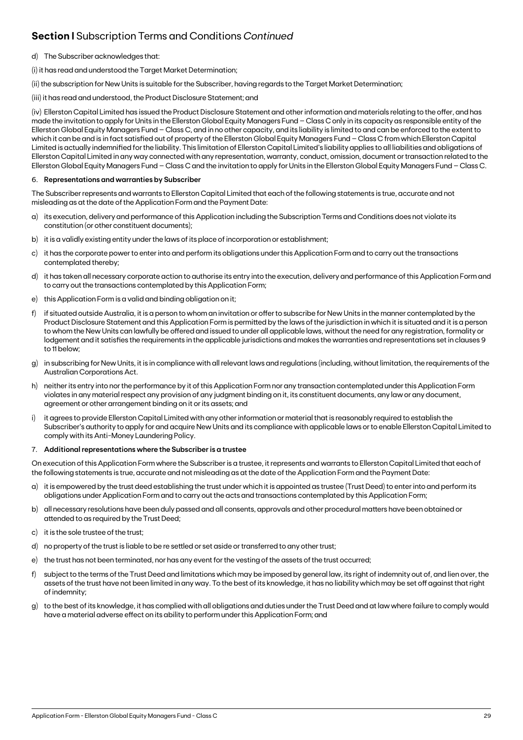## **Section I** Subscription Terms and Conditions *Continued*

d) The Subscriber acknowledges that:

(i) it has read and understood the Target Market Determination;

(ii) the subscription for New Units is suitable for the Subscriber, having regards to the Target Market Determination;

(iii) it has read and understood, the Product Disclosure Statement; and

(iv) Ellerston Capital Limited has issued the Product Disclosure Statement and other information and materials relating to the offer, and has made the invitation to apply for Units in the Ellerston Global Equity Managers Fund – Class C only in its capacity as responsible entity of the Ellerston Global Equity Managers Fund – Class C, and in no other capacity, and its liability is limited to and can be enforced to the extent to which it can be and is in fact satisfied out of property of the Ellerston Global Equity Managers Fund – Class C from which Ellerston Capital Limited is actually indemnified for the liability. This limitation of Ellerston Capital Limited's liability applies to all liabilities and obligations of Ellerston Capital Limited in any way connected with any representation, warranty, conduct, omission, document or transaction related to the Ellerston Global Equity Managers Fund – Class C and the invitation to apply for Units in the Ellerston Global Equity Managers Fund – Class C.

6. **Representations and warranties by Subscriber**

The Subscriber represents and warrants to Ellerston Capital Limited that each of the following statements is true, accurate and not misleading as at the date of the Application Form and the Payment Date:

a) its execution, delivery and performance of this Application including the Subscription Terms and Conditions does not violate its constitution (or other constituent documents);

b) it is a validly existing entity under the laws of its place of incorporation or establishment;

c) it has the corporate power to enter into and perform its obligations under this Application Form and to carry out the transactions contemplated thereby;

d) it has taken all necessary corporate action to authorise its entry into the execution, delivery and performance of this Application Form and to carry out the transactions contemplated by this Application Form;

e) this Application Form is a valid and binding obligation on it;

f) if situated outside Australia, it is a person to whom an invitation or offer to subscribe for New Units in the manner contemplated by the Product Disclosure Statement and this Application Form is permitted by the laws of the jurisdiction in which it is situated and it is a person to whom the New Units can lawfully be offered and issued to under all applicable laws, without the need for any registration, formality or lodgement and it satisfies the requirements in the applicable jurisdictions and makes the warranties and representations set in clauses 9 to 11 below;

g) in subscribing for New Units, it is in compliance with all relevant laws and regulations (including, without limitation, the requirements of the Australian Corporations Act.

h) neither its entry into nor the performance by it of this Application Form nor any transaction contemplated under this Application Form violates in any material respect any provision of any judgment binding on it, its constituent documents, any law or any document, agreement or other arrangement binding on it or its assets; and

i) it agrees to provide Ellerston Capital Limited with any other information or material that is reasonably required to establish the Subscriber's authority to apply for and acquire New Units and its compliance with applicable laws or to enable Ellerston Capital Limited to comply with its Anti-Money Laundering Policy.

7. **Additional representations where the Subscriber is a trustee**

On execution of this Application Form where the Subscriber is a trustee, it represents and warrants to Ellerston Capital Limited that each of the following statements is true, accurate and not misleading as at the date of the Application Form and the Payment Date:

a) it is empowered by the trust deed establishing the trust under which it is appointed as trustee (Trust Deed) to enter into and perform its obligations under Application Form and to carry out the acts and transactions contemplated by this Application Form;

b) all necessary resolutions have been duly passed and all consents, approvals and other procedural matters have been obtained or attended to as required by the Trust Deed;

c) it is the sole trustee of the trust;

d) no property of the trust is liable to be re settled or set aside or transferred to any other trust;

e) the trust has not been terminated, nor has any event for the vesting of the assets of the trust occurred;

f) subject to the terms of the Trust Deed and limitations which may be imposed by general law, its right of indemnity out of, and lien over, the assets of the trust have not been limited in any way. To the best of its knowledge, it has no liability which may be set off against that right of indemnity;

g) to the best of its knowledge, it has complied with all obligations and duties under the Trust Deed and at law where failure to comply would have a material adverse effect on its ability to perform under this Application Form; and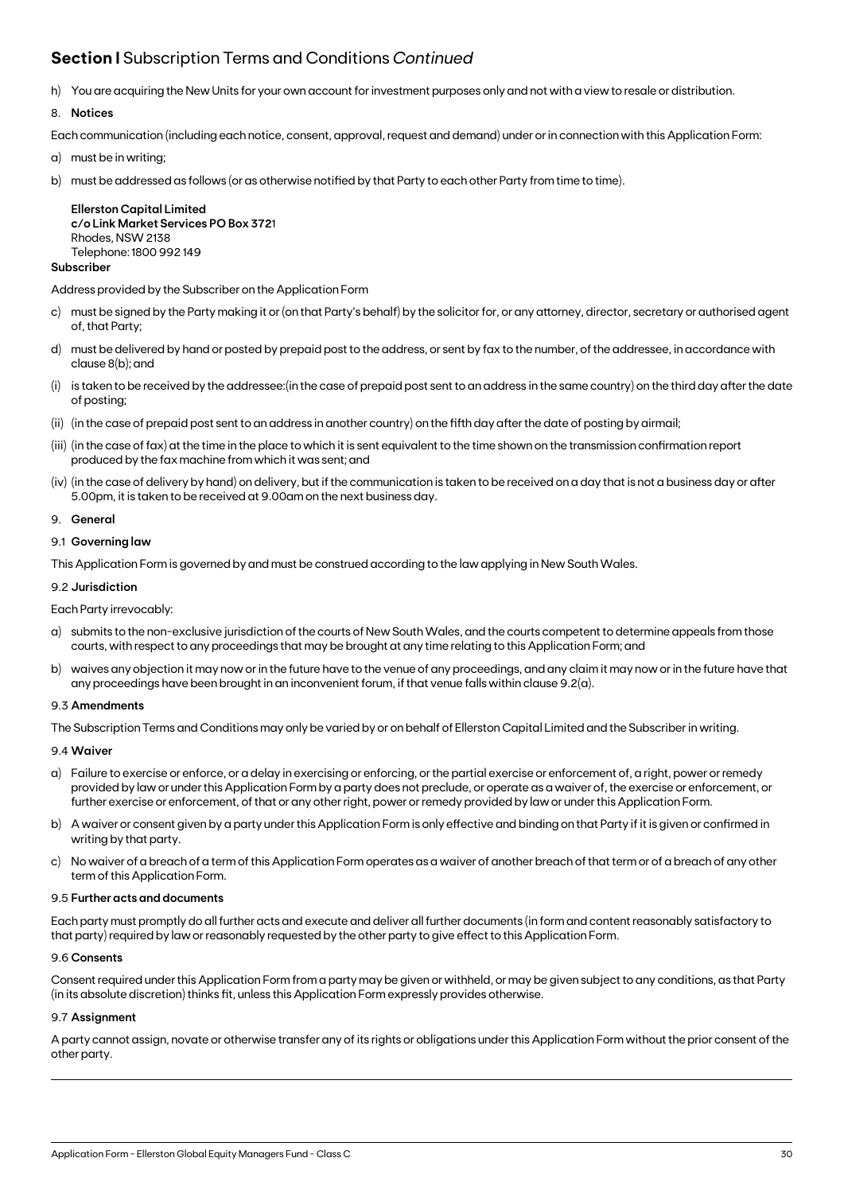## **Section I** Subscription Terms and Conditions *Continued*

h) You are acquiring the New Units for your own account for investment purposes only and not with a view to resale or distribution.

8. **Notices**

Each communication (including each notice, consent, approval, request and demand) under or in connection with this Application Form:

a) must be in writing;

b) must be addressed as follows (or as otherwise notified by that Party to each other Party from time to time).

**Ellerston Capital Limited**
**c/o Link Market Services PO Box 372**1
Rhodes, NSW 2138
Telephone: 1800 992 149

**Subscriber**

Address provided by the Subscriber on the Application Form

c) must be signed by the Party making it or (on that Party's behalf) by the solicitor for, or any attorney, director, secretary or authorised agent of, that Party;

d) must be delivered by hand or posted by prepaid post to the address, or sent by fax to the number, of the addressee, in accordance with clause 8(b); and

(i) is taken to be received by the addressee:(in the case of prepaid post sent to an address in the same country) on the third day after the date of posting;

(ii) (in the case of prepaid post sent to an address in another country) on the fifth day after the date of posting by airmail;

(iii) (in the case of fax) at the time in the place to which it is sent equivalent to the time shown on the transmission confirmation report produced by the fax machine from which it was sent; and

(iv) (in the case of delivery by hand) on delivery, but if the communication is taken to be received on a day that is not a business day or after 5.00pm, it is taken to be received at 9.00am on the next business day.

9. **General**

### 9.1 **Governing law**

This Application Form is governed by and must be construed according to the law applying in New South Wales.

### 9.2 **Jurisdiction**

Each Party irrevocably:

a) submits to the non-exclusive jurisdiction of the courts of New South Wales, and the courts competent to determine appeals from those courts, with respect to any proceedings that may be brought at any time relating to this Application Form; and

b) waives any objection it may now or in the future have to the venue of any proceedings, and any claim it may now or in the future have that any proceedings have been brought in an inconvenient forum, if that venue falls within clause 9.2(a).

### 9.3 **Amendments**

The Subscription Terms and Conditions may only be varied by or on behalf of Ellerston Capital Limited and the Subscriber in writing.

### 9.4 **Waiver**

a) Failure to exercise or enforce, or a delay in exercising or enforcing, or the partial exercise or enforcement of, a right, power or remedy provided by law or under this Application Form by a party does not preclude, or operate as a waiver of, the exercise or enforcement, or further exercise or enforcement, of that or any other right, power or remedy provided by law or under this Application Form.

b) A waiver or consent given by a party under this Application Form is only effective and binding on that Party if it is given or confirmed in writing by that party.

c) No waiver of a breach of a term of this Application Form operates as a waiver of another breach of that term or of a breach of any other term of this Application Form.

### 9.5 **Further acts and documents**

Each party must promptly do all further acts and execute and deliver all further documents (in form and content reasonably satisfactory to that party) required by law or reasonably requested by the other party to give effect to this Application Form.

### 9.6 **Consents**

Consent required under this Application Form from a party may be given or withheld, or may be given subject to any conditions, as that Party (in its absolute discretion) thinks fit, unless this Application Form expressly provides otherwise.

### 9.7 **Assignment**

A party cannot assign, novate or otherwise transfer any of its rights or obligations under this Application Form without the prior consent of the other party.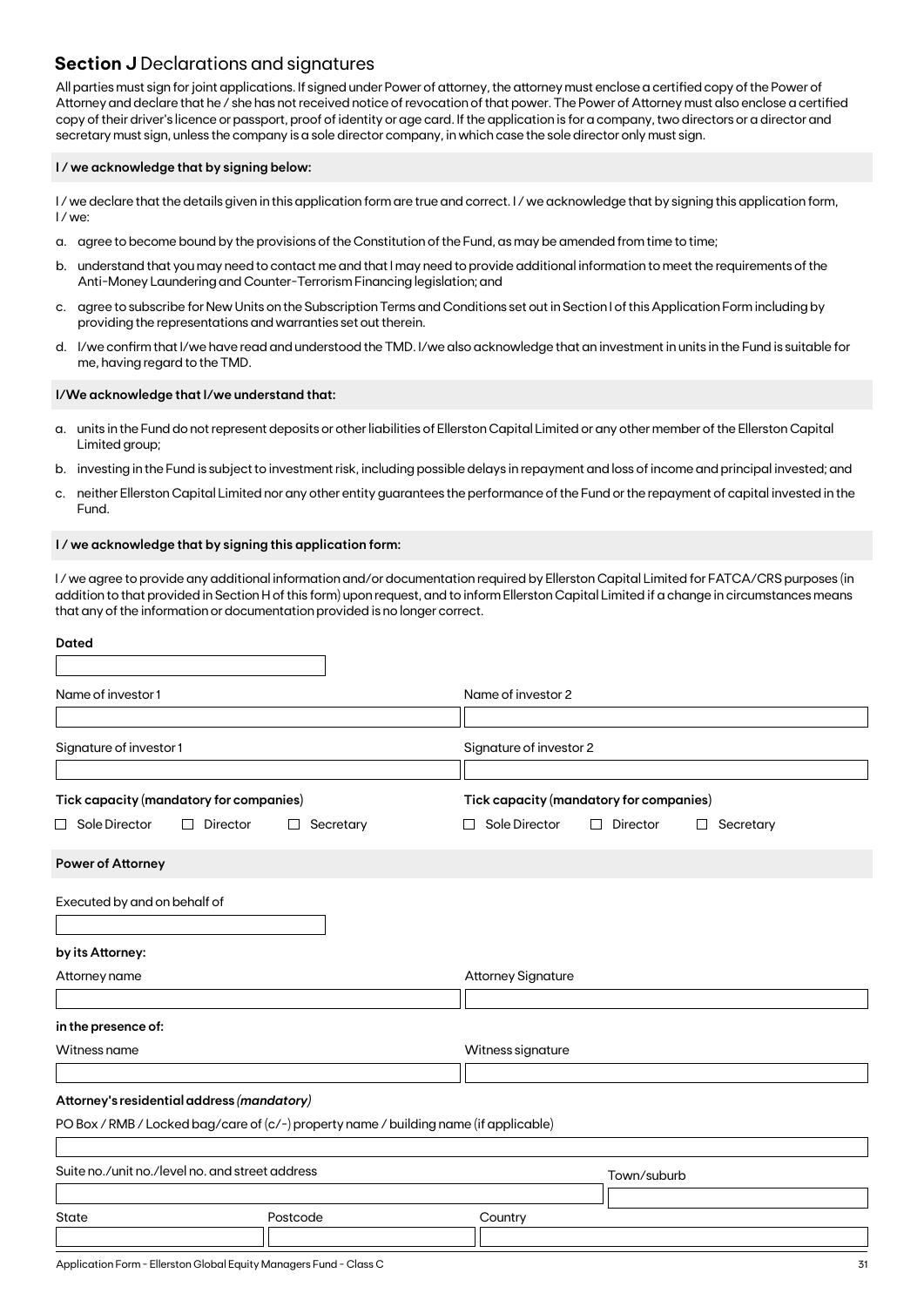## **Section J** Declarations and signatures

All parties must sign for joint applications. If signed under Power of attorney, the attorney must enclose a certified copy of the Power of Attorney and declare that he / she has not received notice of revocation of that power. The Power of Attorney must also enclose a certified copy of their driver's licence or passport, proof of identity or age card. If the application is for a company, two directors or a director and secretary must sign, unless the company is a sole director company, in which case the sole director only must sign.

**I / we acknowledge that by signing below:**

I / we declare that the details given in this application form are true and correct. I / we acknowledge that by signing this application form, I / we:

a. agree to become bound by the provisions of the Constitution of the Fund, as may be amended from time to time;

b. understand that you may need to contact me and that I may need to provide additional information to meet the requirements of the Anti-Money Laundering and Counter-Terrorism Financing legislation; and

c. agree to subscribe for New Units on the Subscription Terms and Conditions set out in Section I of this Application Form including by providing the representations and warranties set out therein.

d. I/we confirm that I/we have read and understood the TMD. I/we also acknowledge that an investment in units in the Fund is suitable for me, having regard to the TMD.

**I/We acknowledge that I/we understand that:**

a. units in the Fund do not represent deposits or other liabilities of Ellerston Capital Limited or any other member of the Ellerston Capital Limited group;

b. investing in the Fund is subject to investment risk, including possible delays in repayment and loss of income and principal invested; and

c. neither Ellerston Capital Limited nor any other entity guarantees the performance of the Fund or the repayment of capital invested in the Fund.

**I / we acknowledge that by signing this application form:**

I / we agree to provide any additional information and/or documentation required by Ellerston Capital Limited for FATCA/CRS purposes (in addition to that provided in Section H of this form) upon request, and to inform Ellerston Capital Limited if a change in circumstances means that any of the information or documentation provided is no longer correct.

**Dated**

| Name of investor 1 | Name of investor 2 |
|---|---|
| | |
| Signature of investor 1 | Signature of investor 2 |
| | |
| **Tick capacity (mandatory for companies)** | **Tick capacity (mandatory for companies)** |
| ☐ Sole Director ☐ Director ☐ Secretary | ☐ Sole Director ☐ Director ☐ Secretary |

**Power of Attorney**

Executed by and on behalf of

**by its Attorney:**

| Attorney name | Attorney Signature |
|---|---|
| | |

**in the presence of:**

| Witness name | Witness signature |
|---|---|
| | |

**Attorney's residential address *(mandatory)***

PO Box / RMB / Locked bag/care of (c/-) property name / building name (if applicable)

| Suite no./unit no./level no. and street address | | | Town/suburb |
|---|---|---|---|
| | | | |
| State | Postcode | Country | |
| | | | |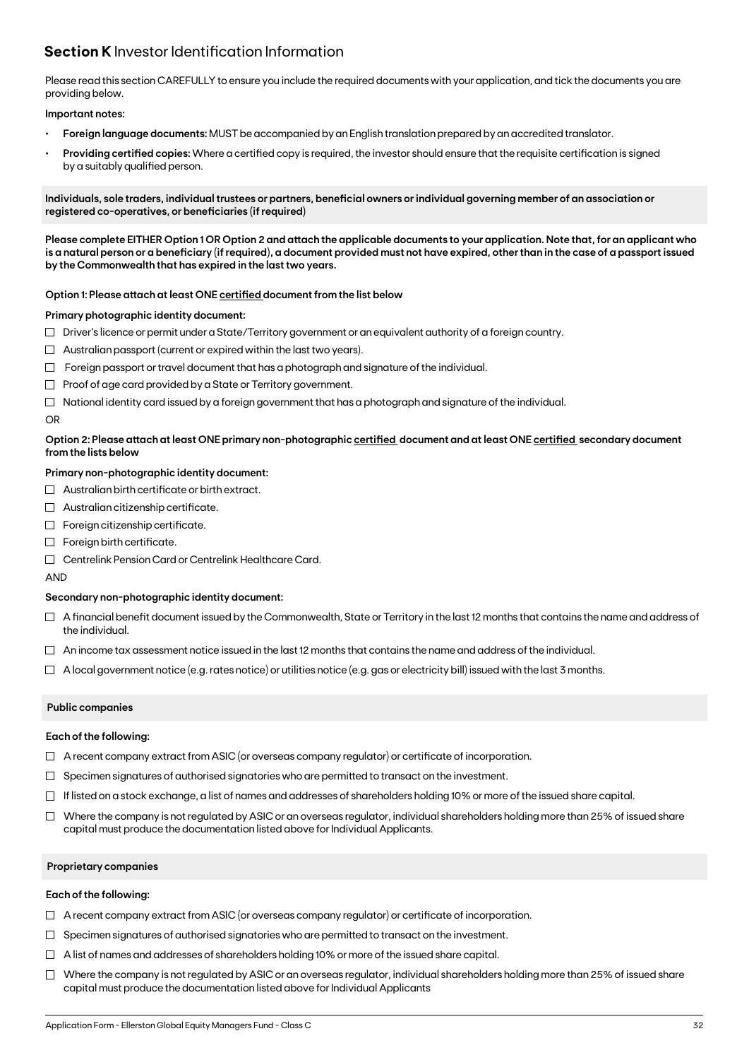## **Section K** Investor Identification Information

Please read this section CAREFULLY to ensure you include the required documents with your application, and tick the documents you are providing below.

**Important notes:**

- **Foreign language documents:** MUST be accompanied by an English translation prepared by an accredited translator.
- **Providing certified copies:** Where a certified copy is required, the investor should ensure that the requisite certification is signed by a suitably qualified person.

**Individuals, sole traders, individual trustees or partners, beneficial owners or individual governing member of an association or registered co-operatives, or beneficiaries (if required)**

**Please complete EITHER Option 1 OR Option 2 and attach the applicable documents to your application. Note that, for an applicant who is a natural person or a beneficiary (if required), a document provided must not have expired, other than in the case of a passport issued by the Commonwealth that has expired in the last two years.**

**Option 1: Please attach at least ONE certified document from the list below**

**Primary photographic identity document:**

- ☐ Driver's licence or permit under a State/Territory government or an equivalent authority of a foreign country.
- ☐ Australian passport (current or expired within the last two years).
- ☐ Foreign passport or travel document that has a photograph and signature of the individual.
- ☐ Proof of age card provided by a State or Territory government.
- ☐ National identity card issued by a foreign government that has a photograph and signature of the individual.

OR

**Option 2: Please attach at least ONE primary non-photographic certified document and at least ONE certified secondary document from the lists below**

**Primary non-photographic identity document:**

- ☐ Australian birth certificate or birth extract.
- ☐ Australian citizenship certificate.
- ☐ Foreign citizenship certificate.
- ☐ Foreign birth certificate.
- ☐ Centrelink Pension Card or Centrelink Healthcare Card.

AND

**Secondary non-photographic identity document:**

- ☐ A financial benefit document issued by the Commonwealth, State or Territory in the last 12 months that contains the name and address of the individual.
- ☐ An income tax assessment notice issued in the last 12 months that contains the name and address of the individual.
- ☐ A local government notice (e.g. rates notice) or utilities notice (e.g. gas or electricity bill) issued with the last 3 months.

**Public companies**

**Each of the following:**

- ☐ A recent company extract from ASIC (or overseas company regulator) or certificate of incorporation.
- ☐ Specimen signatures of authorised signatories who are permitted to transact on the investment.
- ☐ If listed on a stock exchange, a list of names and addresses of shareholders holding 10% or more of the issued share capital.
- ☐ Where the company is not regulated by ASIC or an overseas regulator, individual shareholders holding more than 25% of issued share capital must produce the documentation listed above for Individual Applicants.

**Proprietary companies**

**Each of the following:**

- ☐ A recent company extract from ASIC (or overseas company regulator) or certificate of incorporation.
- ☐ Specimen signatures of authorised signatories who are permitted to transact on the investment.
- ☐ A list of names and addresses of shareholders holding 10% or more of the issued share capital.
- ☐ Where the company is not regulated by ASIC or an overseas regulator, individual shareholders holding more than 25% of issued share capital must produce the documentation listed above for Individual Applicants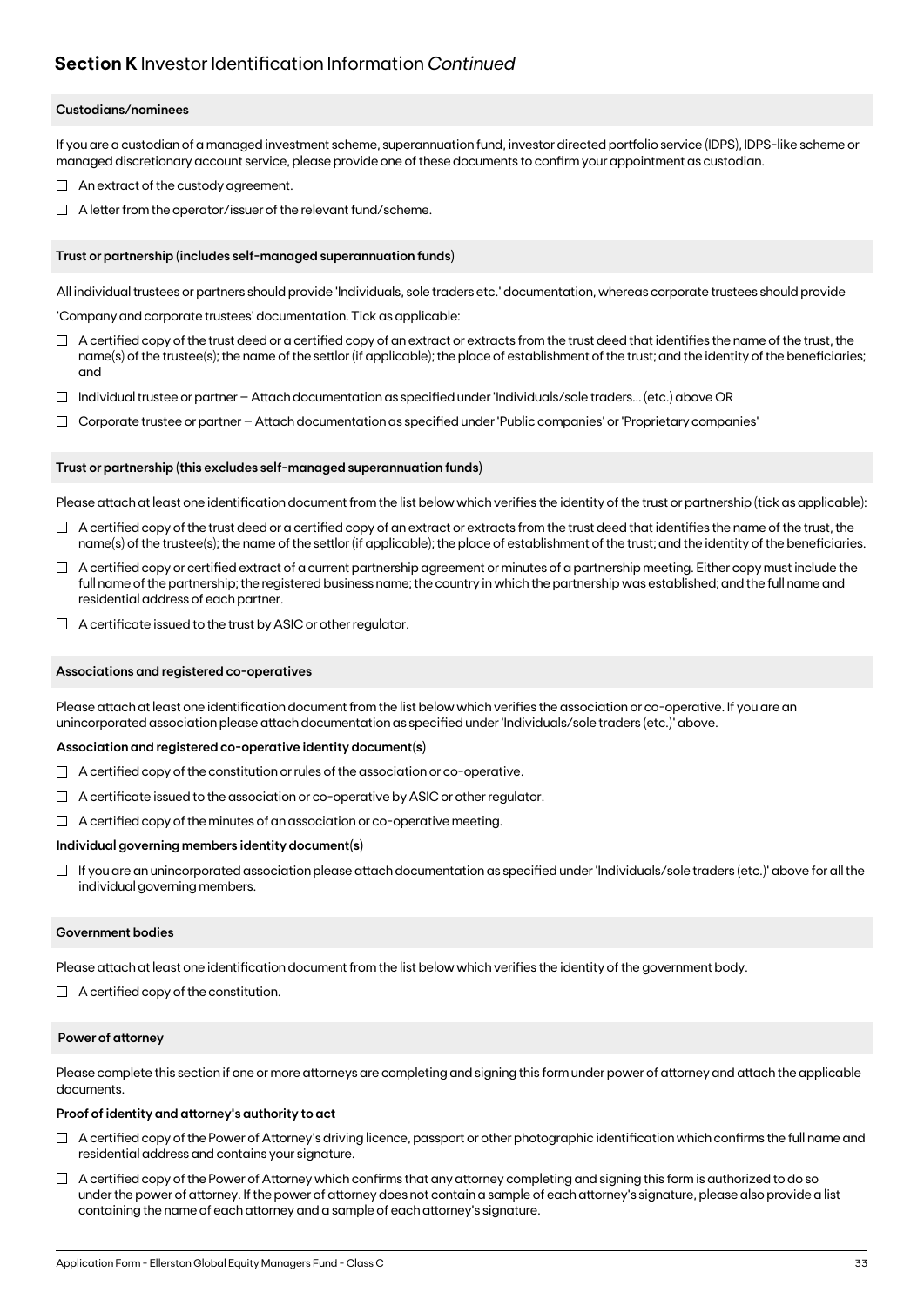## **Section K** Investor Identification Information *Continued*

**Custodians/nominees**

If you are a custodian of a managed investment scheme, superannuation fund, investor directed portfolio service (IDPS), IDPS-like scheme or managed discretionary account service, please provide one of these documents to confirm your appointment as custodian.

- ☐ An extract of the custody agreement.
- ☐ A letter from the operator/issuer of the relevant fund/scheme.

**Trust or partnership (includes self-managed superannuation funds)**

All individual trustees or partners should provide 'Individuals, sole traders etc.' documentation, whereas corporate trustees should provide 'Company and corporate trustees' documentation. Tick as applicable:

- ☐ A certified copy of the trust deed or a certified copy of an extract or extracts from the trust deed that identifies the name of the trust, the name(s) of the trustee(s); the name of the settlor (if applicable); the place of establishment of the trust; and the identity of the beneficiaries; and
- ☐ Individual trustee or partner – Attach documentation as specified under 'Individuals/sole traders... (etc.) above OR
- ☐ Corporate trustee or partner – Attach documentation as specified under 'Public companies' or 'Proprietary companies'

**Trust or partnership (this excludes self-managed superannuation funds)**

Please attach at least one identification document from the list below which verifies the identity of the trust or partnership (tick as applicable):

- ☐ A certified copy of the trust deed or a certified copy of an extract or extracts from the trust deed that identifies the name of the trust, the name(s) of the trustee(s); the name of the settlor (if applicable); the place of establishment of the trust; and the identity of the beneficiaries.
- ☐ A certified copy or certified extract of a current partnership agreement or minutes of a partnership meeting. Either copy must include the full name of the partnership; the registered business name; the country in which the partnership was established; and the full name and residential address of each partner.
- ☐ A certificate issued to the trust by ASIC or other regulator.

**Associations and registered co-operatives**

Please attach at least one identification document from the list below which verifies the association or co-operative. If you are an unincorporated association please attach documentation as specified under 'Individuals/sole traders (etc.)' above.

**Association and registered co-operative identity document(s)**

- ☐ A certified copy of the constitution or rules of the association or co-operative.
- ☐ A certificate issued to the association or co-operative by ASIC or other regulator.
- ☐ A certified copy of the minutes of an association or co-operative meeting.

**Individual governing members identity document(s)**

- ☐ If you are an unincorporated association please attach documentation as specified under 'Individuals/sole traders (etc.)' above for all the individual governing members.

**Government bodies**

Please attach at least one identification document from the list below which verifies the identity of the government body.

- ☐ A certified copy of the constitution.

**Power of attorney**

Please complete this section if one or more attorneys are completing and signing this form under power of attorney and attach the applicable documents.

**Proof of identity and attorney's authority to act**

- ☐ A certified copy of the Power of Attorney's driving licence, passport or other photographic identification which confirms the full name and residential address and contains your signature.
- ☐ A certified copy of the Power of Attorney which confirms that any attorney completing and signing this form is authorized to do so under the power of attorney. If the power of attorney does not contain a sample of each attorney's signature, please also provide a list containing the name of each attorney and a sample of each attorney's signature.